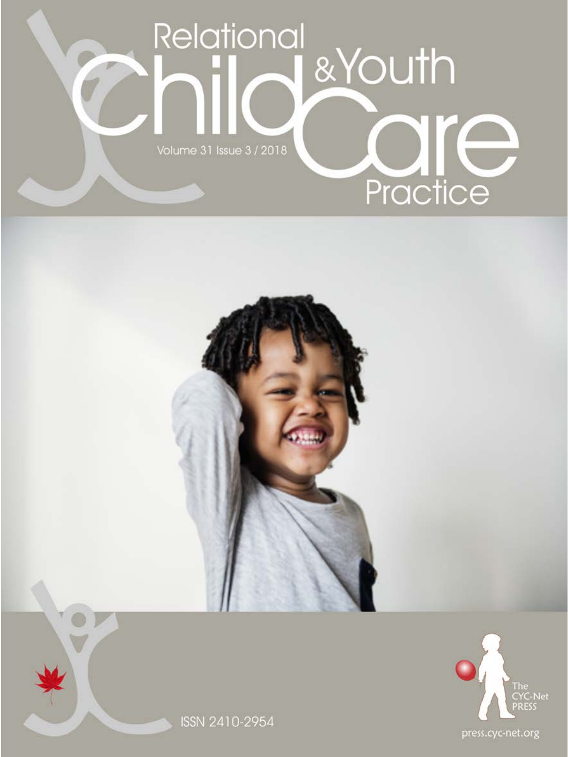# Relational Child & Youth Care Practice

Volume 31 Issue 3 / 2018

ISSN 2410-2954

The CYC-Net PRESS

press.cyc-net.org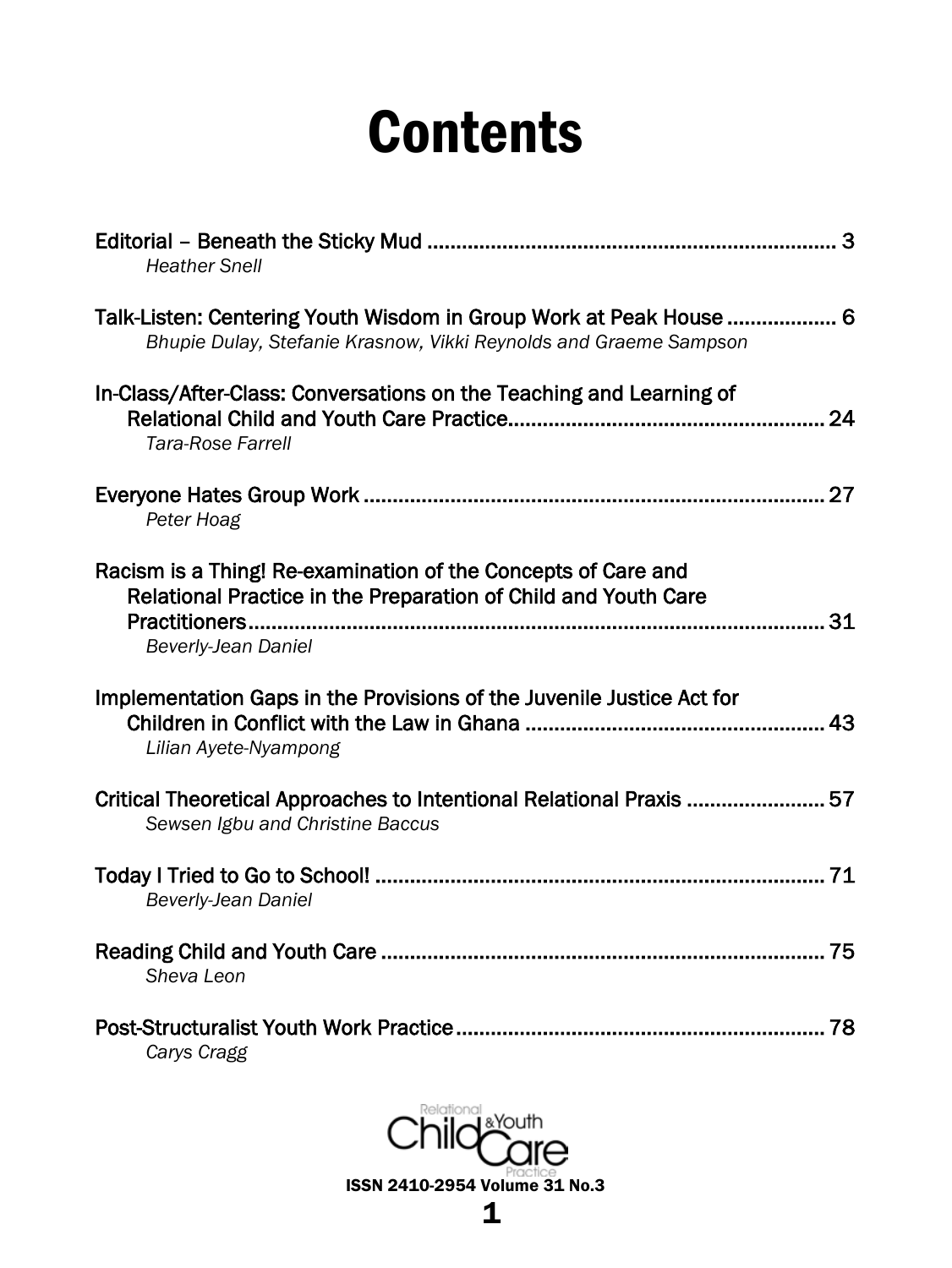# Contents

Editorial – Beneath the Sticky Mud ........................................................................ 3
*Heather Snell*

Talk-Listen: Centering Youth Wisdom in Group Work at Peak House ................... 6
*Bhupie Dulay, Stefanie Krasnow, Vikki Reynolds and Graeme Sampson*

In-Class/After-Class: Conversations on the Teaching and Learning of Relational Child and Youth Care Practice........................................................ 24
*Tara-Rose Farrell*

Everyone Hates Group Work ................................................................................. 27
*Peter Hoag*

Racism is a Thing! Re-examination of the Concepts of Care and Relational Practice in the Preparation of Child and Youth Care Practitioners..................................................................................................... 31
*Beverly-Jean Daniel*

Implementation Gaps in the Provisions of the Juvenile Justice Act for Children in Conflict with the Law in Ghana .................................................... 43
*Lilian Ayete-Nyampong*

Critical Theoretical Approaches to Intentional Relational Praxis ........................ 57
*Sewsen Igbu and Christine Baccus*

Today I Tried to Go to School! .............................................................................. 71
*Beverly-Jean Daniel*

Reading Child and Youth Care .............................................................................. 75
*Sheva Leon*

Post-Structuralist Youth Work Practice ................................................................. 78
*Carys Cragg*

Relational Child & Youth Care Practice

ISSN 2410-2954 Volume 31 No.3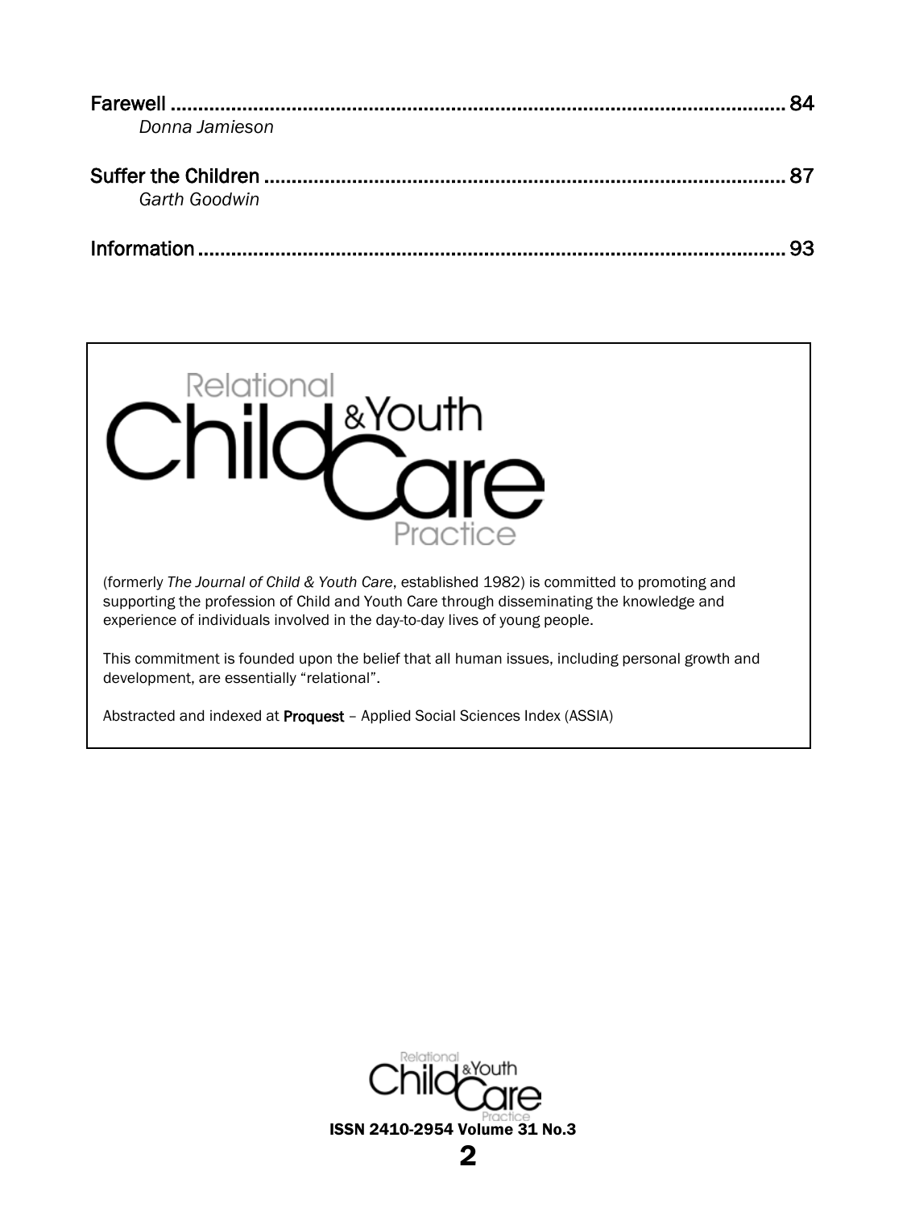Farewell ............................................................................................................ 84
*Donna Jamieson*

Suffer the Children ........................................................................................... 87
*Garth Goodwin*

Information ....................................................................................................... 93

Relational Child & Youth Care Practice

(formerly *The Journal of Child & Youth Care*, established 1982) is committed to promoting and supporting the profession of Child and Youth Care through disseminating the knowledge and experience of individuals involved in the day-to-day lives of young people.

This commitment is founded upon the belief that all human issues, including personal growth and development, are essentially "relational".

Abstracted and indexed at **Proquest** – Applied Social Sciences Index (ASSIA)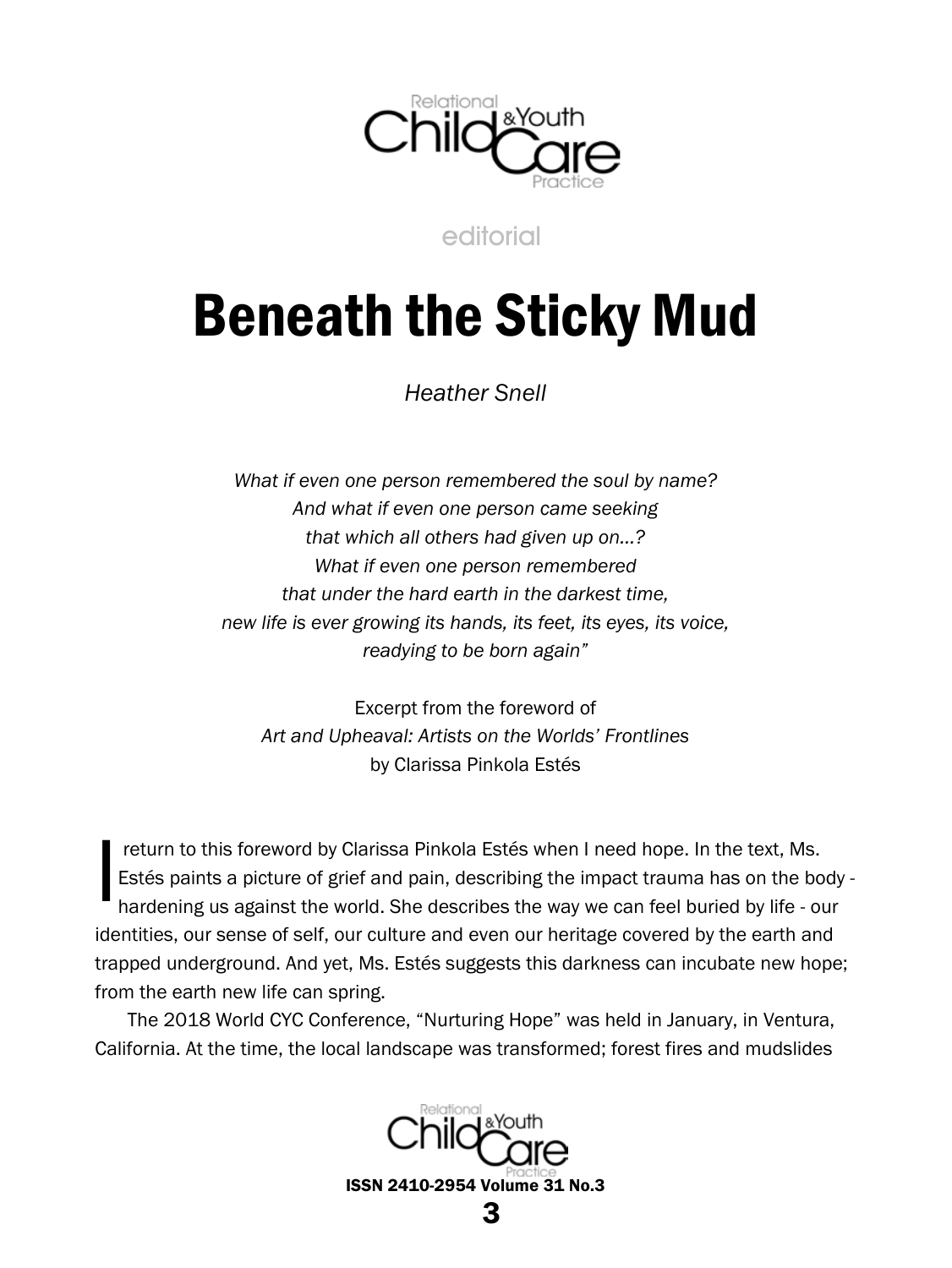editorial

# Beneath the Sticky Mud

*Heather Snell*

*What if even one person remembered the soul by name?*
*And what if even one person came seeking*
*that which all others had given up on…?*
*What if even one person remembered*
*that under the hard earth in the darkest time,*
*new life is ever growing its hands, its feet, its eyes, its voice,*
*readying to be born again"*

Excerpt from the foreword of
*Art and Upheaval: Artists on the Worlds' Frontlines*
by Clarissa Pinkola Estés

I return to this foreword by Clarissa Pinkola Estés when I need hope. In the text, Ms. Estés paints a picture of grief and pain, describing the impact trauma has on the body - hardening us against the world. She describes the way we can feel buried by life - our identities, our sense of self, our culture and even our heritage covered by the earth and trapped underground. And yet, Ms. Estés suggests this darkness can incubate new hope; from the earth new life can spring.

The 2018 World CYC Conference, "Nurturing Hope" was held in January, in Ventura, California. At the time, the local landscape was transformed; forest fires and mudslides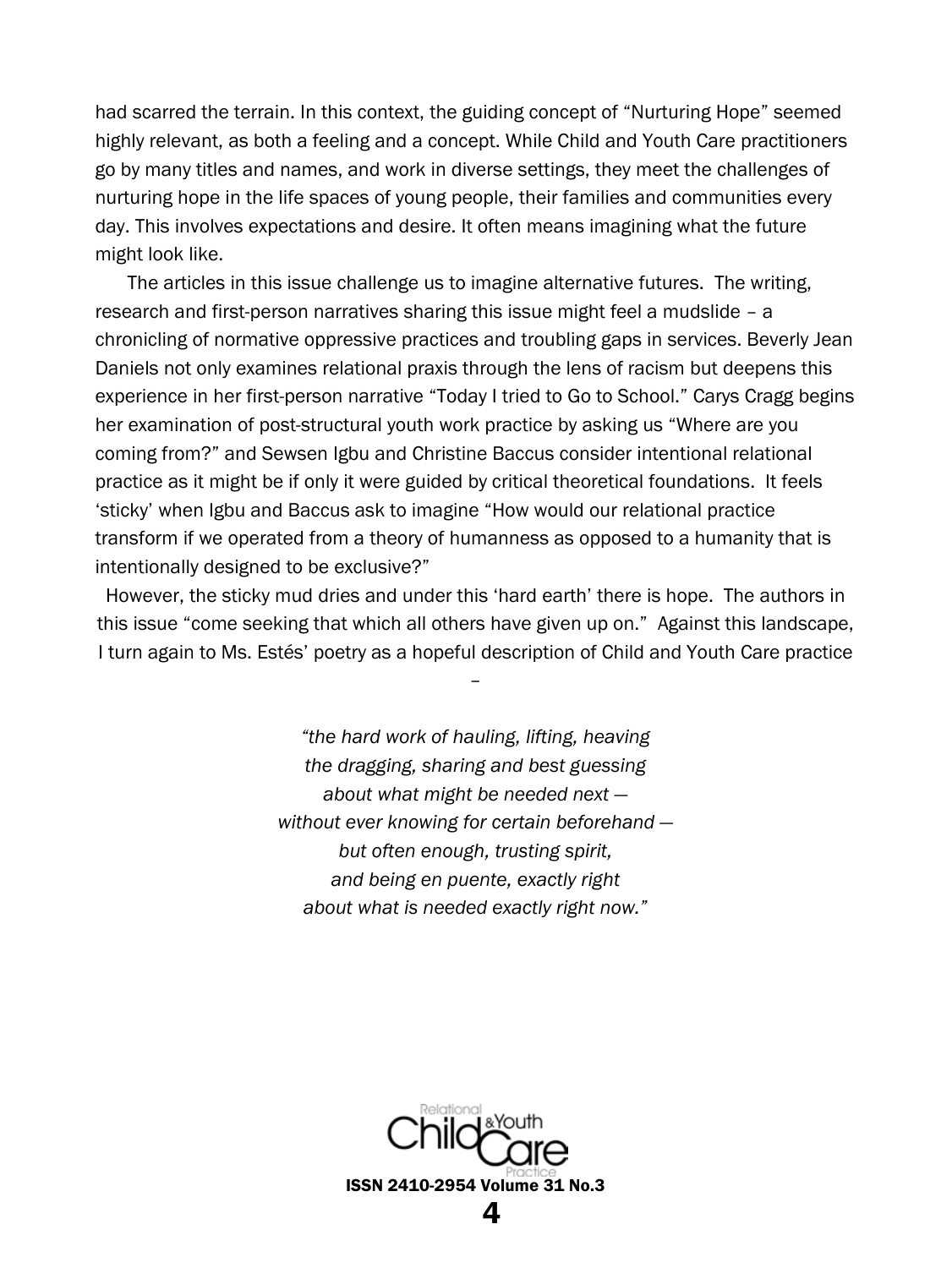had scarred the terrain. In this context, the guiding concept of "Nurturing Hope" seemed highly relevant, as both a feeling and a concept. While Child and Youth Care practitioners go by many titles and names, and work in diverse settings, they meet the challenges of nurturing hope in the life spaces of young people, their families and communities every day. This involves expectations and desire. It often means imagining what the future might look like.

The articles in this issue challenge us to imagine alternative futures. The writing, research and first-person narratives sharing this issue might feel a mudslide – a chronicling of normative oppressive practices and troubling gaps in services. Beverly Jean Daniels not only examines relational praxis through the lens of racism but deepens this experience in her first-person narrative "Today I tried to Go to School." Carys Cragg begins her examination of post-structural youth work practice by asking us "Where are you coming from?" and Sewsen Igbu and Christine Baccus consider intentional relational practice as it might be if only it were guided by critical theoretical foundations. It feels 'sticky' when Igbu and Baccus ask to imagine "How would our relational practice transform if we operated from a theory of humanness as opposed to a humanity that is intentionally designed to be exclusive?"

However, the sticky mud dries and under this 'hard earth' there is hope. The authors in this issue "come seeking that which all others have given up on." Against this landscape, I turn again to Ms. Estés' poetry as a hopeful description of Child and Youth Care practice –

*"the hard work of hauling, lifting, heaving*
*the dragging, sharing and best guessing*
*about what might be needed next —*
*without ever knowing for certain beforehand —*
*but often enough, trusting spirit,*
*and being en puente, exactly right*
*about what is needed exactly right now."*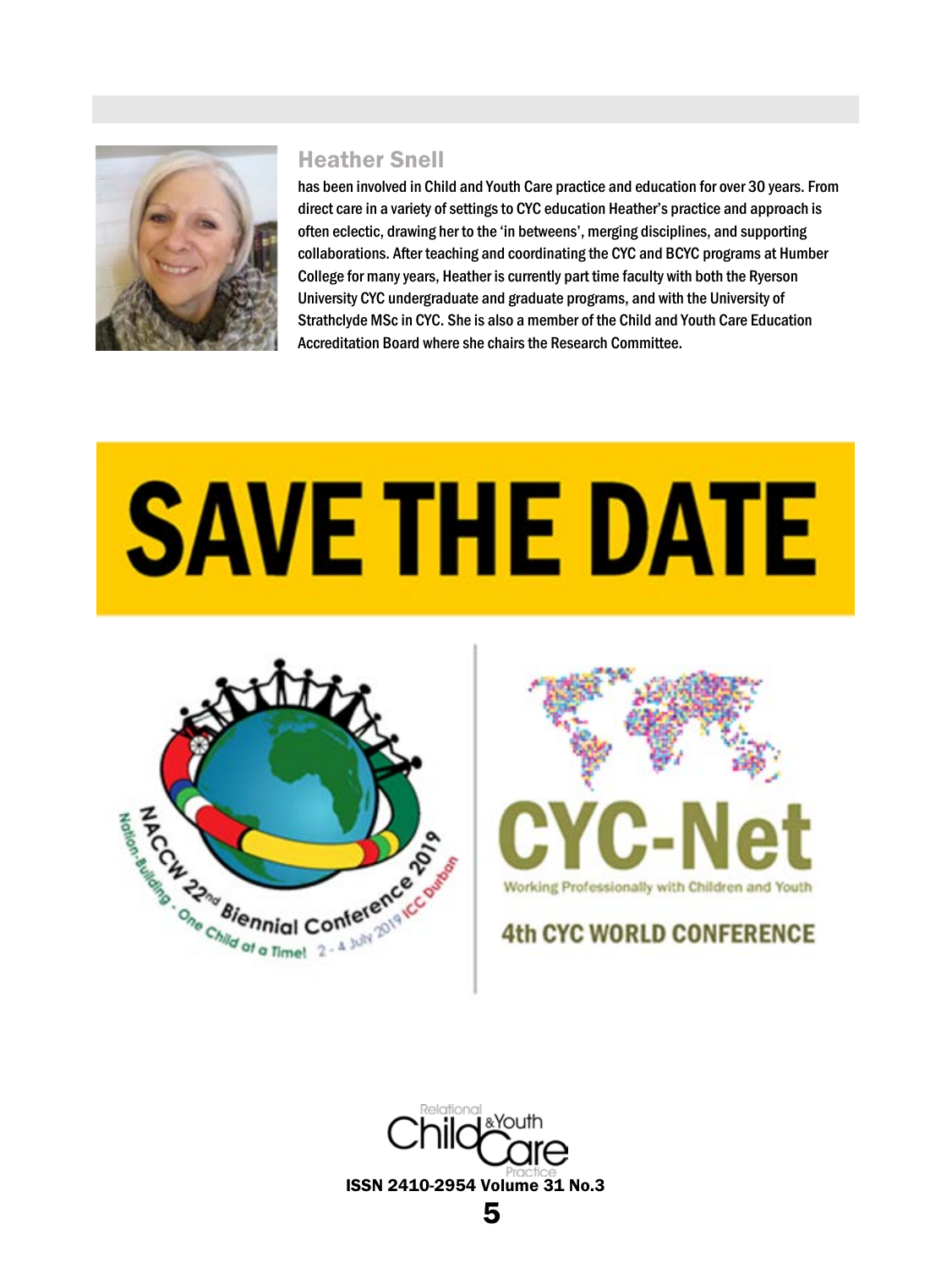### Heather Snell

has been involved in Child and Youth Care practice and education for over 30 years. From direct care in a variety of settings to CYC education Heather's practice and approach is often eclectic, drawing her to the 'in betweens', merging disciplines, and supporting collaborations. After teaching and coordinating the CYC and BCYC programs at Humber College for many years, Heather is currently part time faculty with both the Ryerson University CYC undergraduate and graduate programs, and with the University of Strathclyde MSc in CYC. She is also a member of the Child and Youth Care Education Accreditation Board where she chairs the Research Committee.

# SAVE THE DATE

NACCW 22nd Biennial Conference 2019 ICC Durban

Nation-Building - One Child at a Time! 2 - 4 July 2019

CYC-Net

Working Professionally with Children and Youth

4th CYC WORLD CONFERENCE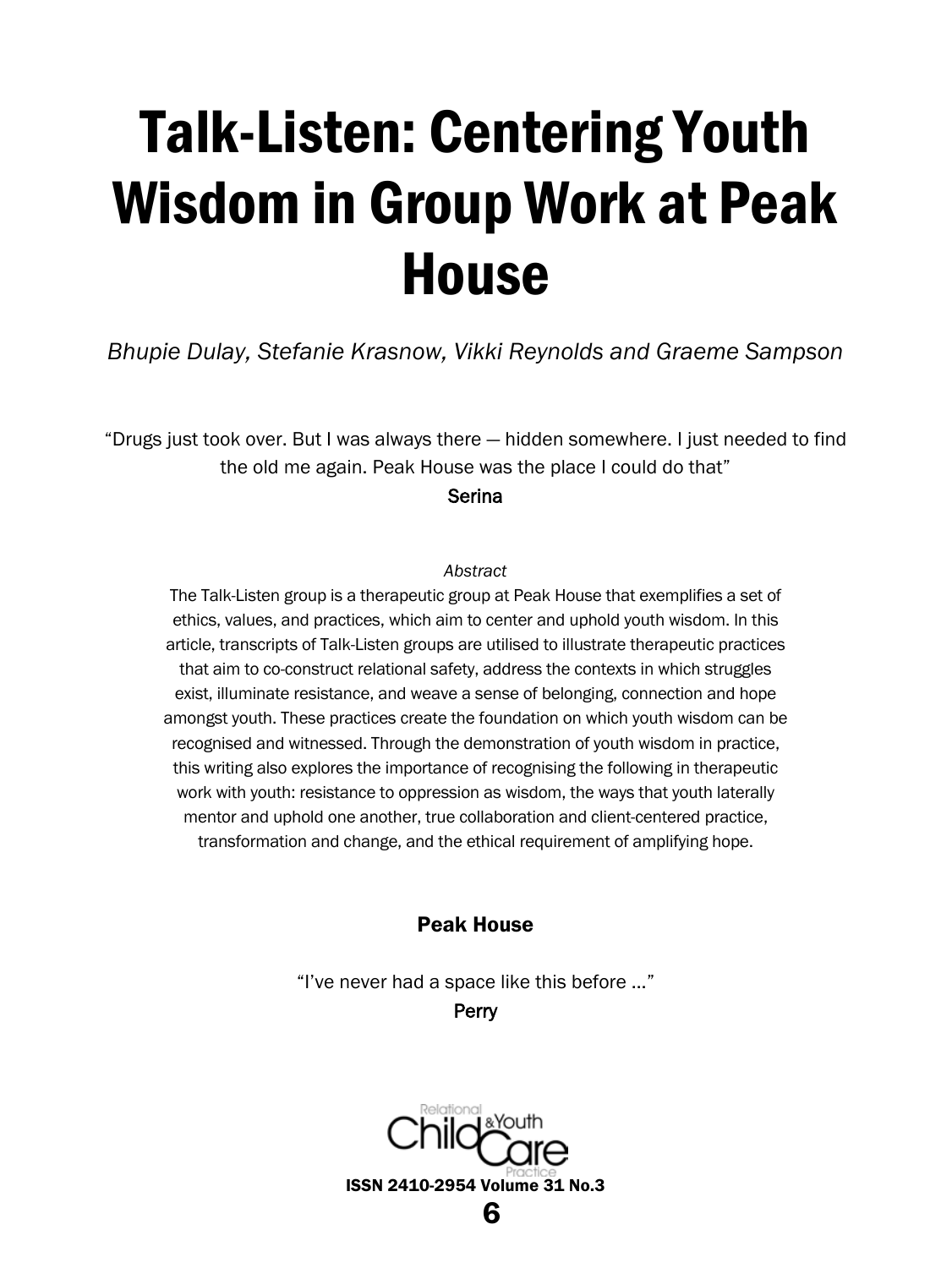# Talk-Listen: Centering Youth Wisdom in Group Work at Peak House

*Bhupie Dulay, Stefanie Krasnow, Vikki Reynolds and Graeme Sampson*

"Drugs just took over. But I was always there — hidden somewhere. I just needed to find the old me again. Peak House was the place I could do that"
**Serina**

*Abstract*

The Talk-Listen group is a therapeutic group at Peak House that exemplifies a set of ethics, values, and practices, which aim to center and uphold youth wisdom. In this article, transcripts of Talk-Listen groups are utilised to illustrate therapeutic practices that aim to co-construct relational safety, address the contexts in which struggles exist, illuminate resistance, and weave a sense of belonging, connection and hope amongst youth. These practices create the foundation on which youth wisdom can be recognised and witnessed. Through the demonstration of youth wisdom in practice, this writing also explores the importance of recognising the following in therapeutic work with youth: resistance to oppression as wisdom, the ways that youth laterally mentor and uphold one another, true collaboration and client-centered practice, transformation and change, and the ethical requirement of amplifying hope.

## Peak House

"I've never had a space like this before ..."
**Perry**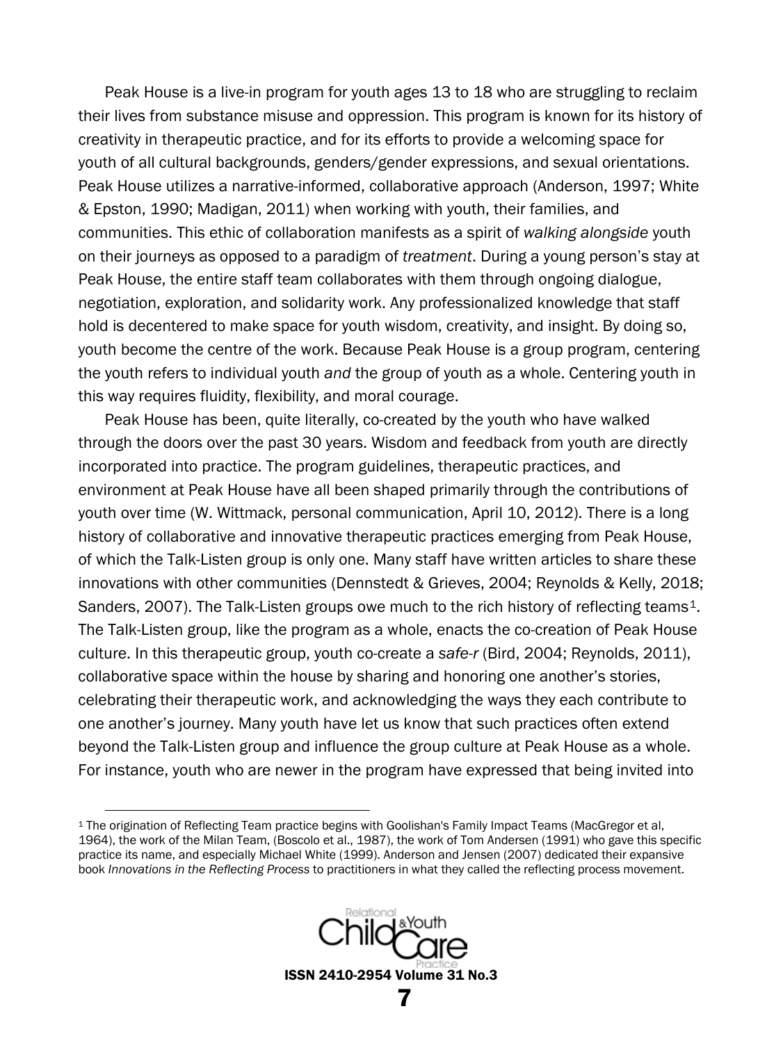Peak House is a live-in program for youth ages 13 to 18 who are struggling to reclaim their lives from substance misuse and oppression. This program is known for its history of creativity in therapeutic practice, and for its efforts to provide a welcoming space for youth of all cultural backgrounds, genders/gender expressions, and sexual orientations. Peak House utilizes a narrative-informed, collaborative approach (Anderson, 1997; White & Epston, 1990; Madigan, 2011) when working with youth, their families, and communities. This ethic of collaboration manifests as a spirit of *walking alongside* youth on their journeys as opposed to a paradigm of *treatment*. During a young person's stay at Peak House, the entire staff team collaborates with them through ongoing dialogue, negotiation, exploration, and solidarity work. Any professionalized knowledge that staff hold is decentered to make space for youth wisdom, creativity, and insight. By doing so, youth become the centre of the work. Because Peak House is a group program, centering the youth refers to individual youth *and* the group of youth as a whole. Centering youth in this way requires fluidity, flexibility, and moral courage.

Peak House has been, quite literally, co-created by the youth who have walked through the doors over the past 30 years. Wisdom and feedback from youth are directly incorporated into practice. The program guidelines, therapeutic practices, and environment at Peak House have all been shaped primarily through the contributions of youth over time (W. Wittmack, personal communication, April 10, 2012). There is a long history of collaborative and innovative therapeutic practices emerging from Peak House, of which the Talk-Listen group is only one. Many staff have written articles to share these innovations with other communities (Dennstedt & Grieves, 2004; Reynolds & Kelly, 2018; Sanders, 2007). The Talk-Listen groups owe much to the rich history of reflecting teams[1]. The Talk-Listen group, like the program as a whole, enacts the co-creation of Peak House culture. In this therapeutic group, youth co-create a *safe-r* (Bird, 2004; Reynolds, 2011), collaborative space within the house by sharing and honoring one another's stories, celebrating their therapeutic work, and acknowledging the ways they each contribute to one another's journey. Many youth have let us know that such practices often extend beyond the Talk-Listen group and influence the group culture at Peak House as a whole. For instance, youth who are newer in the program have expressed that being invited into

---

[1] The origination of Reflecting Team practice begins with Goolishan's Family Impact Teams (MacGregor et al, 1964), the work of the Milan Team, (Boscolo et al., 1987), the work of Tom Andersen (1991) who gave this specific practice its name, and especially Michael White (1999). Anderson and Jensen (2007) dedicated their expansive book *Innovations in the Reflecting Process* to practitioners in what they called the reflecting process movement.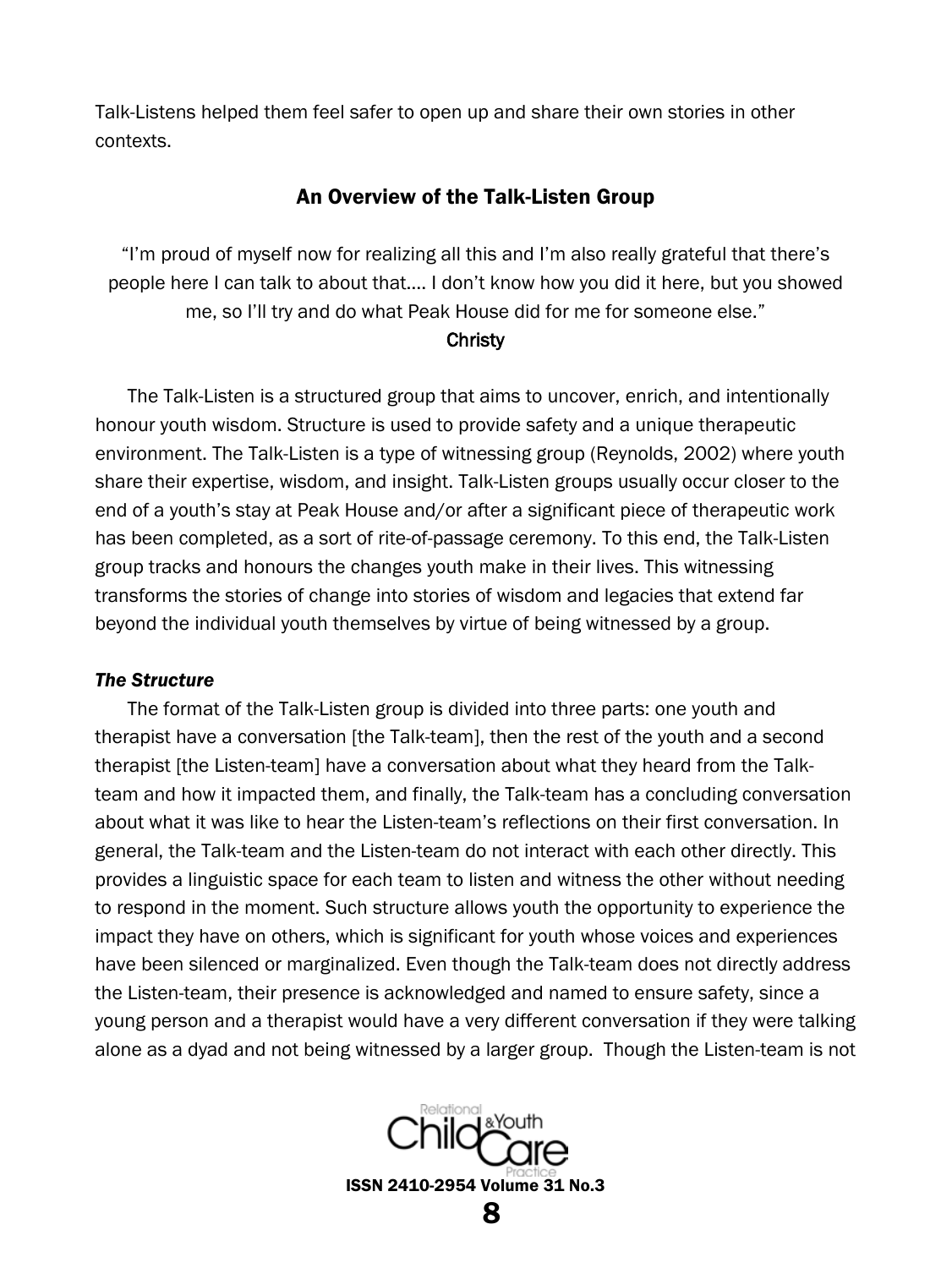Talk-Listens helped them feel safer to open up and share their own stories in other contexts.

## An Overview of the Talk-Listen Group

"I'm proud of myself now for realizing all this and I'm also really grateful that there's people here I can talk to about that.... I don't know how you did it here, but you showed me, so I'll try and do what Peak House did for me for someone else."
Christy

The Talk-Listen is a structured group that aims to uncover, enrich, and intentionally honour youth wisdom. Structure is used to provide safety and a unique therapeutic environment. The Talk-Listen is a type of witnessing group (Reynolds, 2002) where youth share their expertise, wisdom, and insight. Talk-Listen groups usually occur closer to the end of a youth's stay at Peak House and/or after a significant piece of therapeutic work has been completed, as a sort of rite-of-passage ceremony. To this end, the Talk-Listen group tracks and honours the changes youth make in their lives. This witnessing transforms the stories of change into stories of wisdom and legacies that extend far beyond the individual youth themselves by virtue of being witnessed by a group.

### *The Structure*

The format of the Talk-Listen group is divided into three parts: one youth and therapist have a conversation [the Talk-team], then the rest of the youth and a second therapist [the Listen-team] have a conversation about what they heard from the Talk-team and how it impacted them, and finally, the Talk-team has a concluding conversation about what it was like to hear the Listen-team's reflections on their first conversation. In general, the Talk-team and the Listen-team do not interact with each other directly. This provides a linguistic space for each team to listen and witness the other without needing to respond in the moment. Such structure allows youth the opportunity to experience the impact they have on others, which is significant for youth whose voices and experiences have been silenced or marginalized. Even though the Talk-team does not directly address the Listen-team, their presence is acknowledged and named to ensure safety, since a young person and a therapist would have a very different conversation if they were talking alone as a dyad and not being witnessed by a larger group. Though the Listen-team is not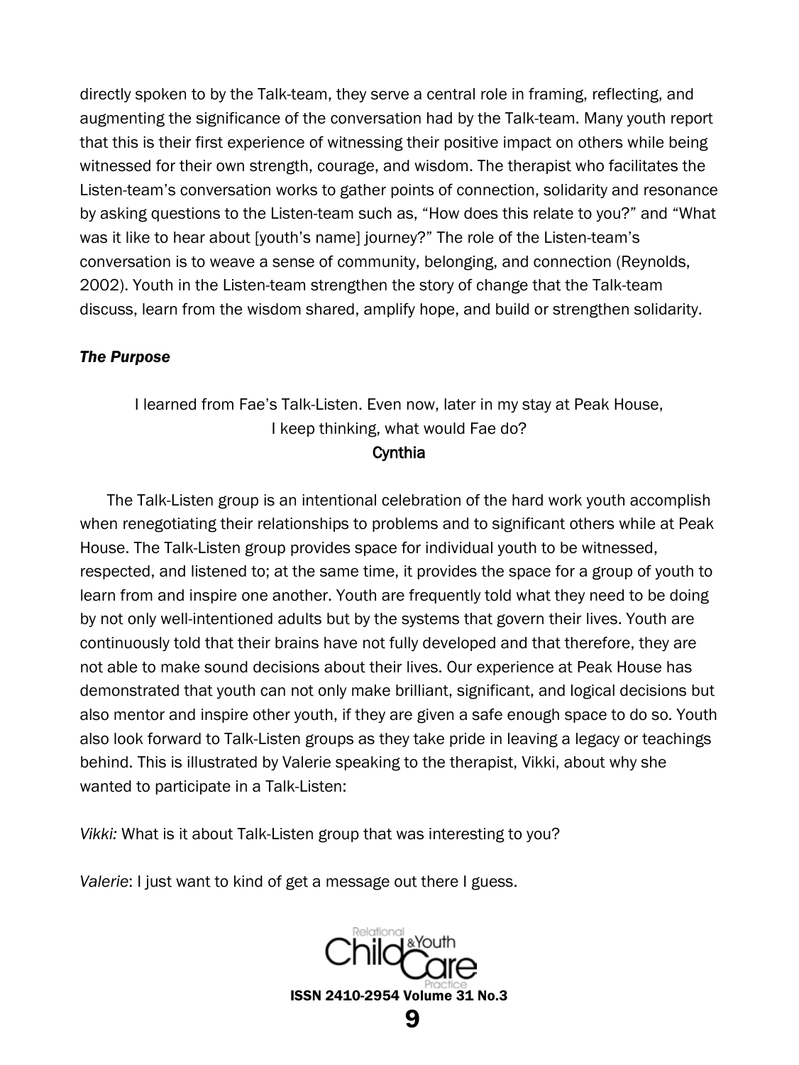directly spoken to by the Talk-team, they serve a central role in framing, reflecting, and augmenting the significance of the conversation had by the Talk-team. Many youth report that this is their first experience of witnessing their positive impact on others while being witnessed for their own strength, courage, and wisdom. The therapist who facilitates the Listen-team's conversation works to gather points of connection, solidarity and resonance by asking questions to the Listen-team such as, "How does this relate to you?" and "What was it like to hear about [youth's name] journey?" The role of the Listen-team's conversation is to weave a sense of community, belonging, and connection (Reynolds, 2002). Youth in the Listen-team strengthen the story of change that the Talk-team discuss, learn from the wisdom shared, amplify hope, and build or strengthen solidarity.

### *The Purpose*

> I learned from Fae's Talk-Listen. Even now, later in my stay at Peak House, I keep thinking, what would Fae do?
>
> Cynthia

The Talk-Listen group is an intentional celebration of the hard work youth accomplish when renegotiating their relationships to problems and to significant others while at Peak House. The Talk-Listen group provides space for individual youth to be witnessed, respected, and listened to; at the same time, it provides the space for a group of youth to learn from and inspire one another. Youth are frequently told what they need to be doing by not only well-intentioned adults but by the systems that govern their lives. Youth are continuously told that their brains have not fully developed and that therefore, they are not able to make sound decisions about their lives. Our experience at Peak House has demonstrated that youth can not only make brilliant, significant, and logical decisions but also mentor and inspire other youth, if they are given a safe enough space to do so. Youth also look forward to Talk-Listen groups as they take pride in leaving a legacy or teachings behind. This is illustrated by Valerie speaking to the therapist, Vikki, about why she wanted to participate in a Talk-Listen:

*Vikki:* What is it about Talk-Listen group that was interesting to you?

*Valerie*: I just want to kind of get a message out there I guess.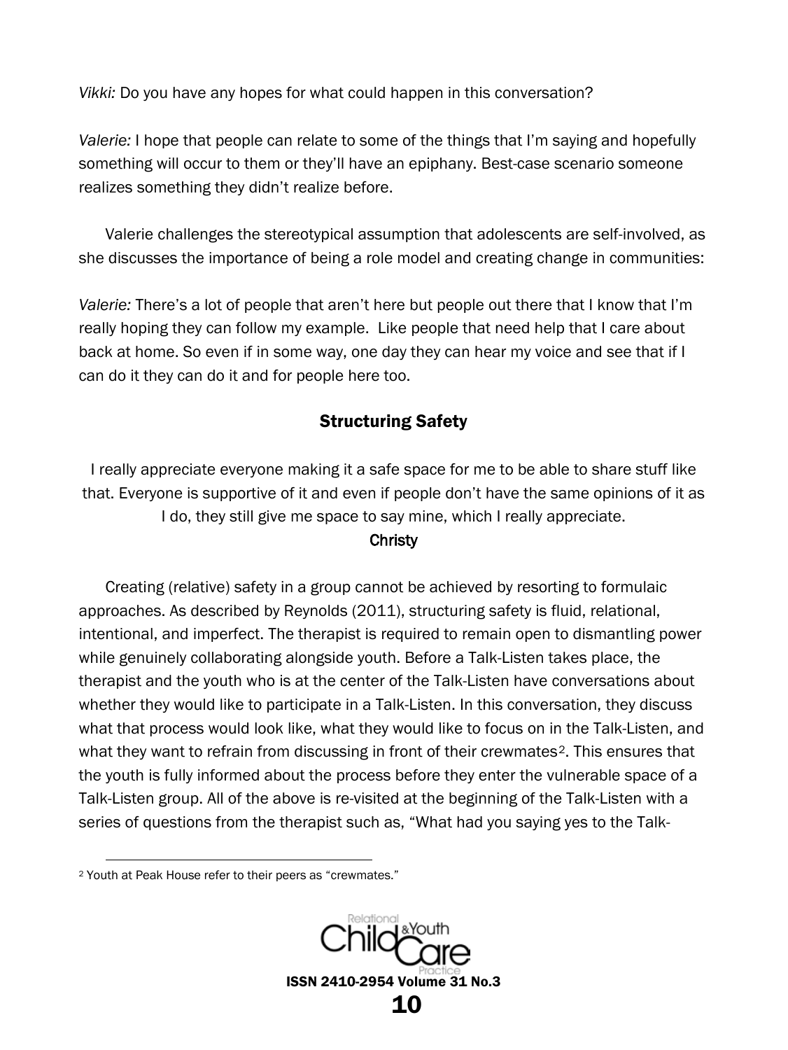*Vikki:* Do you have any hopes for what could happen in this conversation?

*Valerie:* I hope that people can relate to some of the things that I'm saying and hopefully something will occur to them or they'll have an epiphany. Best-case scenario someone realizes something they didn't realize before.

Valerie challenges the stereotypical assumption that adolescents are self-involved, as she discusses the importance of being a role model and creating change in communities:

*Valerie:* There's a lot of people that aren't here but people out there that I know that I'm really hoping they can follow my example. Like people that need help that I care about back at home. So even if in some way, one day they can hear my voice and see that if I can do it they can do it and for people here too.

## Structuring Safety

I really appreciate everyone making it a safe space for me to be able to share stuff like that. Everyone is supportive of it and even if people don't have the same opinions of it as I do, they still give me space to say mine, which I really appreciate.

Christy

Creating (relative) safety in a group cannot be achieved by resorting to formulaic approaches. As described by Reynolds (2011), structuring safety is fluid, relational, intentional, and imperfect. The therapist is required to remain open to dismantling power while genuinely collaborating alongside youth. Before a Talk-Listen takes place, the therapist and the youth who is at the center of the Talk-Listen have conversations about whether they would like to participate in a Talk-Listen. In this conversation, they discuss what that process would look like, what they would like to focus on in the Talk-Listen, and what they want to refrain from discussing in front of their crewmates[2]. This ensures that the youth is fully informed about the process before they enter the vulnerable space of a Talk-Listen group. All of the above is re-visited at the beginning of the Talk-Listen with a series of questions from the therapist such as, "What had you saying yes to the Talk-

[2] Youth at Peak House refer to their peers as "crewmates."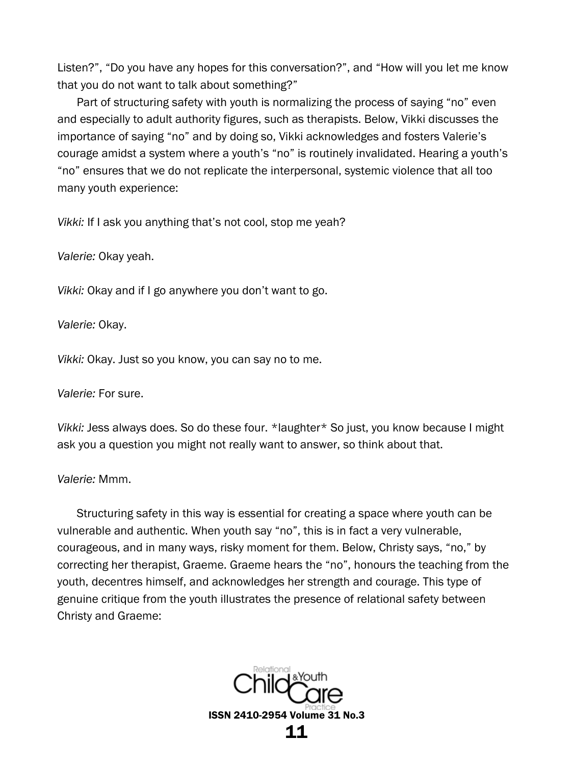Listen?", "Do you have any hopes for this conversation?", and "How will you let me know that you do not want to talk about something?"

Part of structuring safety with youth is normalizing the process of saying "no" even and especially to adult authority figures, such as therapists. Below, Vikki discusses the importance of saying "no" and by doing so, Vikki acknowledges and fosters Valerie's courage amidst a system where a youth's "no" is routinely invalidated. Hearing a youth's "no" ensures that we do not replicate the interpersonal, systemic violence that all too many youth experience:

*Vikki:* If I ask you anything that's not cool, stop me yeah?

*Valerie:* Okay yeah.

*Vikki:* Okay and if I go anywhere you don't want to go.

*Valerie:* Okay.

*Vikki:* Okay. Just so you know, you can say no to me.

*Valerie:* For sure.

*Vikki:* Jess always does. So do these four. *laughter* So just, you know because I might ask you a question you might not really want to answer, so think about that.

*Valerie:* Mmm.

Structuring safety in this way is essential for creating a space where youth can be vulnerable and authentic. When youth say "no", this is in fact a very vulnerable, courageous, and in many ways, risky moment for them. Below, Christy says, "no," by correcting her therapist, Graeme. Graeme hears the "no", honours the teaching from the youth, decentres himself, and acknowledges her strength and courage. This type of genuine critique from the youth illustrates the presence of relational safety between Christy and Graeme: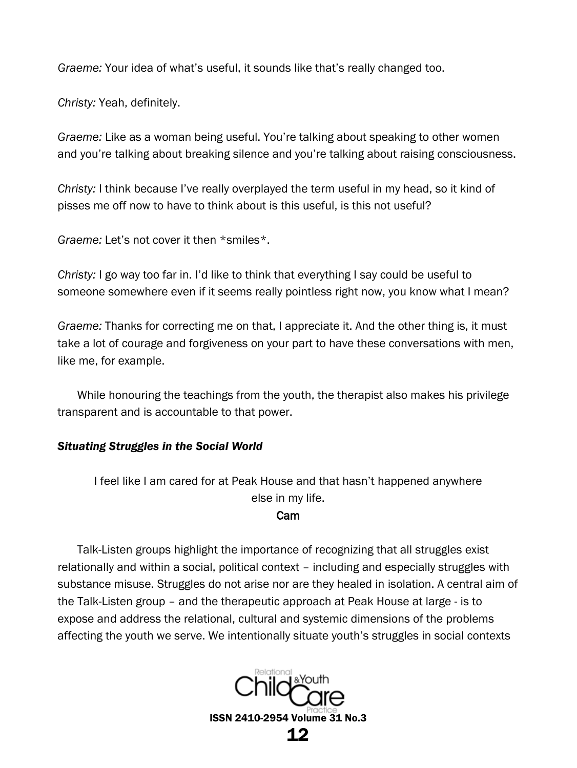*Graeme:* Your idea of what's useful, it sounds like that's really changed too.

*Christy:* Yeah, definitely.

*Graeme:* Like as a woman being useful. You're talking about speaking to other women and you're talking about breaking silence and you're talking about raising consciousness.

*Christy:* I think because I've really overplayed the term useful in my head, so it kind of pisses me off now to have to think about is this useful, is this not useful?

*Graeme:* Let's not cover it then *smiles*.

*Christy:* I go way too far in. I'd like to think that everything I say could be useful to someone somewhere even if it seems really pointless right now, you know what I mean?

*Graeme:* Thanks for correcting me on that, I appreciate it. And the other thing is, it must take a lot of courage and forgiveness on your part to have these conversations with men, like me, for example.

While honouring the teachings from the youth, the therapist also makes his privilege transparent and is accountable to that power.

### ***Situating Struggles in the Social World***

> I feel like I am cared for at Peak House and that hasn't happened anywhere else in my life.
>
> Cam

Talk-Listen groups highlight the importance of recognizing that all struggles exist relationally and within a social, political context – including and especially struggles with substance misuse. Struggles do not arise nor are they healed in isolation. A central aim of the Talk-Listen group – and the therapeutic approach at Peak House at large - is to expose and address the relational, cultural and systemic dimensions of the problems affecting the youth we serve. We intentionally situate youth's struggles in social contexts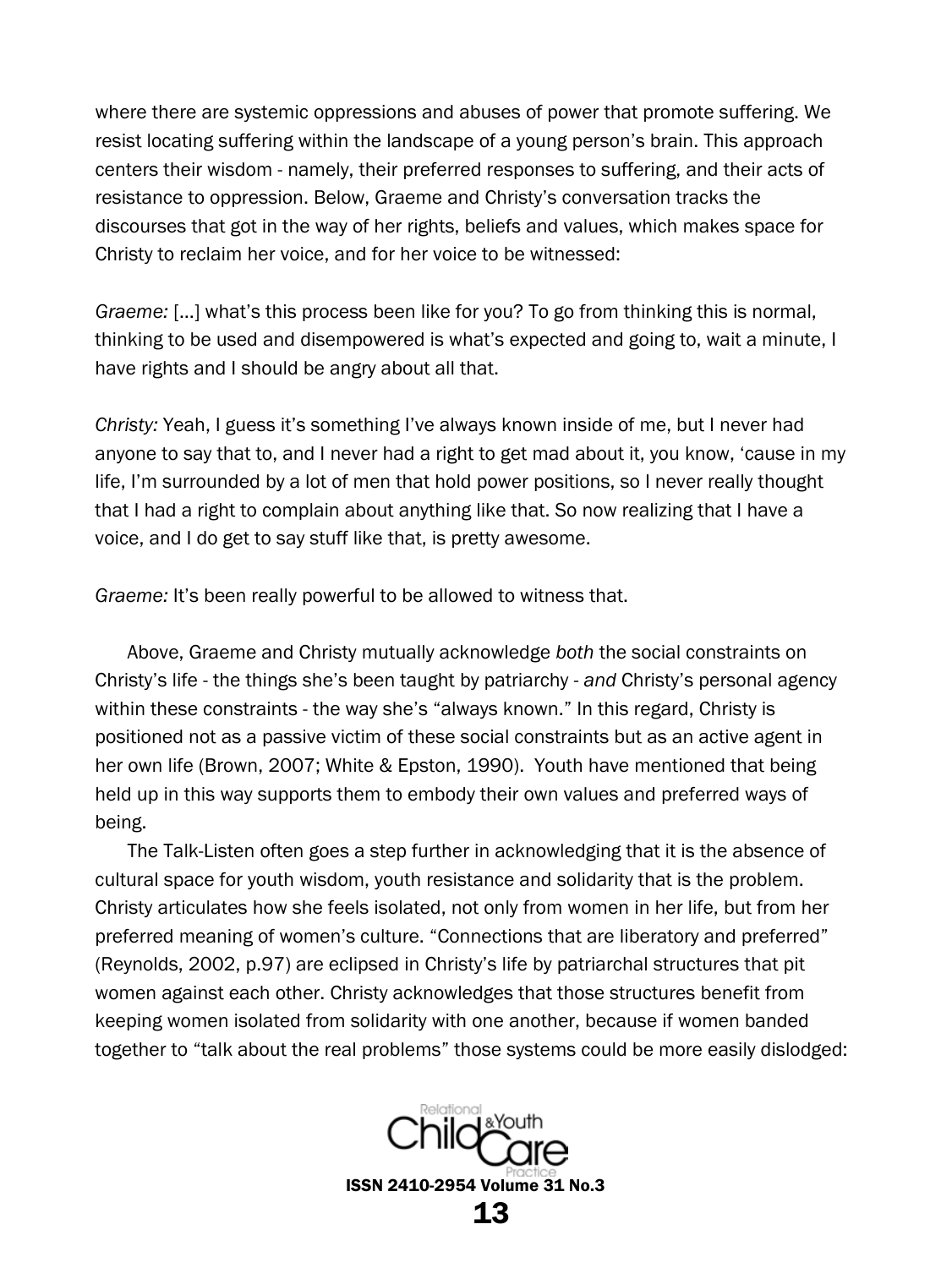where there are systemic oppressions and abuses of power that promote suffering. We resist locating suffering within the landscape of a young person's brain. This approach centers their wisdom - namely, their preferred responses to suffering, and their acts of resistance to oppression. Below, Graeme and Christy's conversation tracks the discourses that got in the way of her rights, beliefs and values, which makes space for Christy to reclaim her voice, and for her voice to be witnessed:

*Graeme:* [...] what's this process been like for you? To go from thinking this is normal, thinking to be used and disempowered is what's expected and going to, wait a minute, I have rights and I should be angry about all that.

*Christy:* Yeah, I guess it's something I've always known inside of me, but I never had anyone to say that to, and I never had a right to get mad about it, you know, 'cause in my life, I'm surrounded by a lot of men that hold power positions, so I never really thought that I had a right to complain about anything like that. So now realizing that I have a voice, and I do get to say stuff like that, is pretty awesome.

*Graeme:* It's been really powerful to be allowed to witness that.

Above, Graeme and Christy mutually acknowledge *both* the social constraints on Christy's life - the things she's been taught by patriarchy - *and* Christy's personal agency within these constraints - the way she's "always known." In this regard, Christy is positioned not as a passive victim of these social constraints but as an active agent in her own life (Brown, 2007; White & Epston, 1990). Youth have mentioned that being held up in this way supports them to embody their own values and preferred ways of being.

The Talk-Listen often goes a step further in acknowledging that it is the absence of cultural space for youth wisdom, youth resistance and solidarity that is the problem. Christy articulates how she feels isolated, not only from women in her life, but from her preferred meaning of women's culture. "Connections that are liberatory and preferred" (Reynolds, 2002, p.97) are eclipsed in Christy's life by patriarchal structures that pit women against each other. Christy acknowledges that those structures benefit from keeping women isolated from solidarity with one another, because if women banded together to "talk about the real problems" those systems could be more easily dislodged: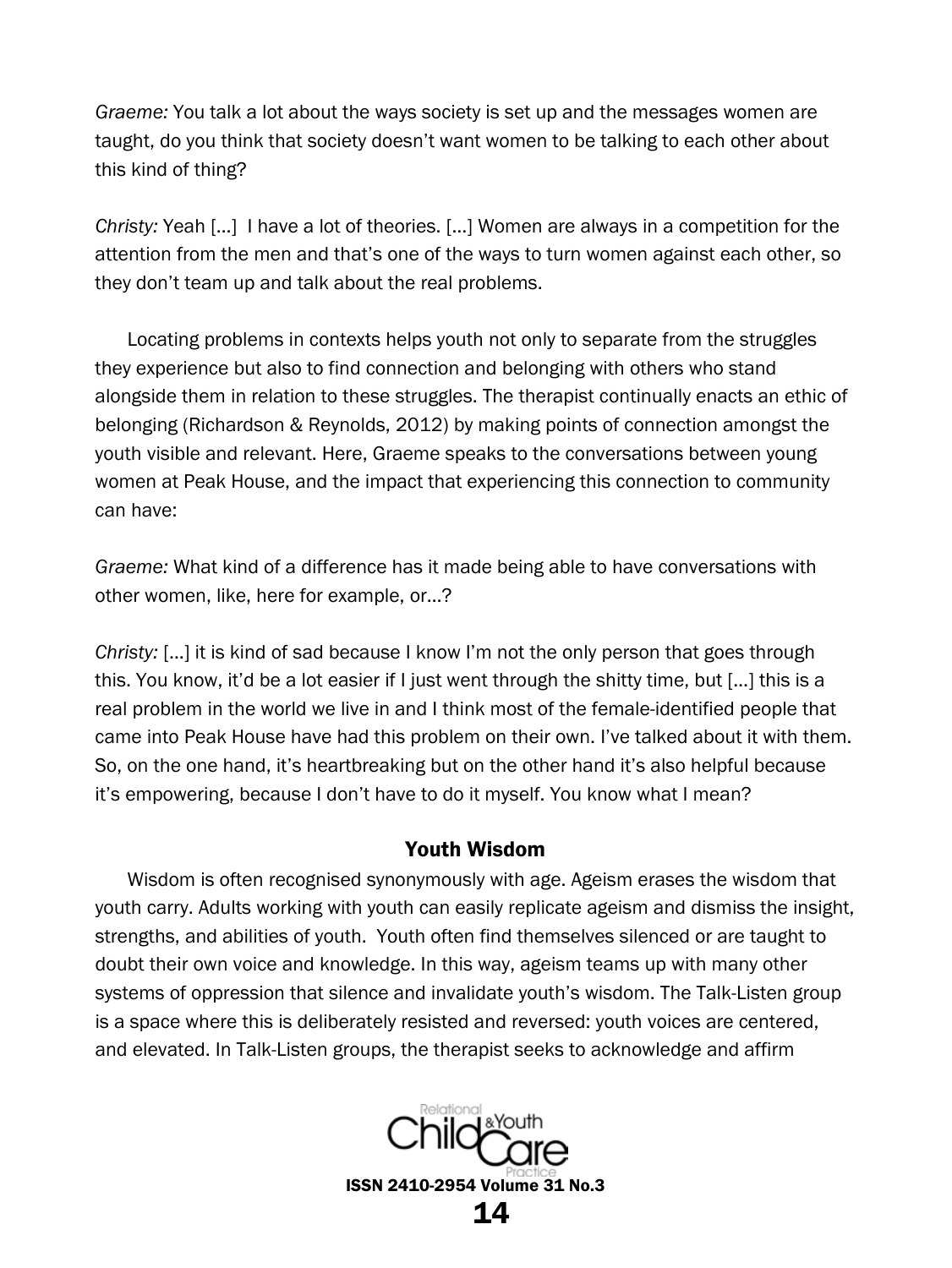*Graeme:* You talk a lot about the ways society is set up and the messages women are taught, do you think that society doesn't want women to be talking to each other about this kind of thing?

*Christy:* Yeah [...] I have a lot of theories. [...] Women are always in a competition for the attention from the men and that's one of the ways to turn women against each other, so they don't team up and talk about the real problems.

Locating problems in contexts helps youth not only to separate from the struggles they experience but also to find connection and belonging with others who stand alongside them in relation to these struggles. The therapist continually enacts an ethic of belonging (Richardson & Reynolds, 2012) by making points of connection amongst the youth visible and relevant. Here, Graeme speaks to the conversations between young women at Peak House, and the impact that experiencing this connection to community can have:

*Graeme:* What kind of a difference has it made being able to have conversations with other women, like, here for example, or...?

*Christy:* [...] it is kind of sad because I know I'm not the only person that goes through this. You know, it'd be a lot easier if I just went through the shitty time, but [...] this is a real problem in the world we live in and I think most of the female-identified people that came into Peak House have had this problem on their own. I've talked about it with them. So, on the one hand, it's heartbreaking but on the other hand it's also helpful because it's empowering, because I don't have to do it myself. You know what I mean?

## Youth Wisdom

Wisdom is often recognised synonymously with age. Ageism erases the wisdom that youth carry. Adults working with youth can easily replicate ageism and dismiss the insight, strengths, and abilities of youth. Youth often find themselves silenced or are taught to doubt their own voice and knowledge. In this way, ageism teams up with many other systems of oppression that silence and invalidate youth's wisdom. The Talk-Listen group is a space where this is deliberately resisted and reversed: youth voices are centered, and elevated. In Talk-Listen groups, the therapist seeks to acknowledge and affirm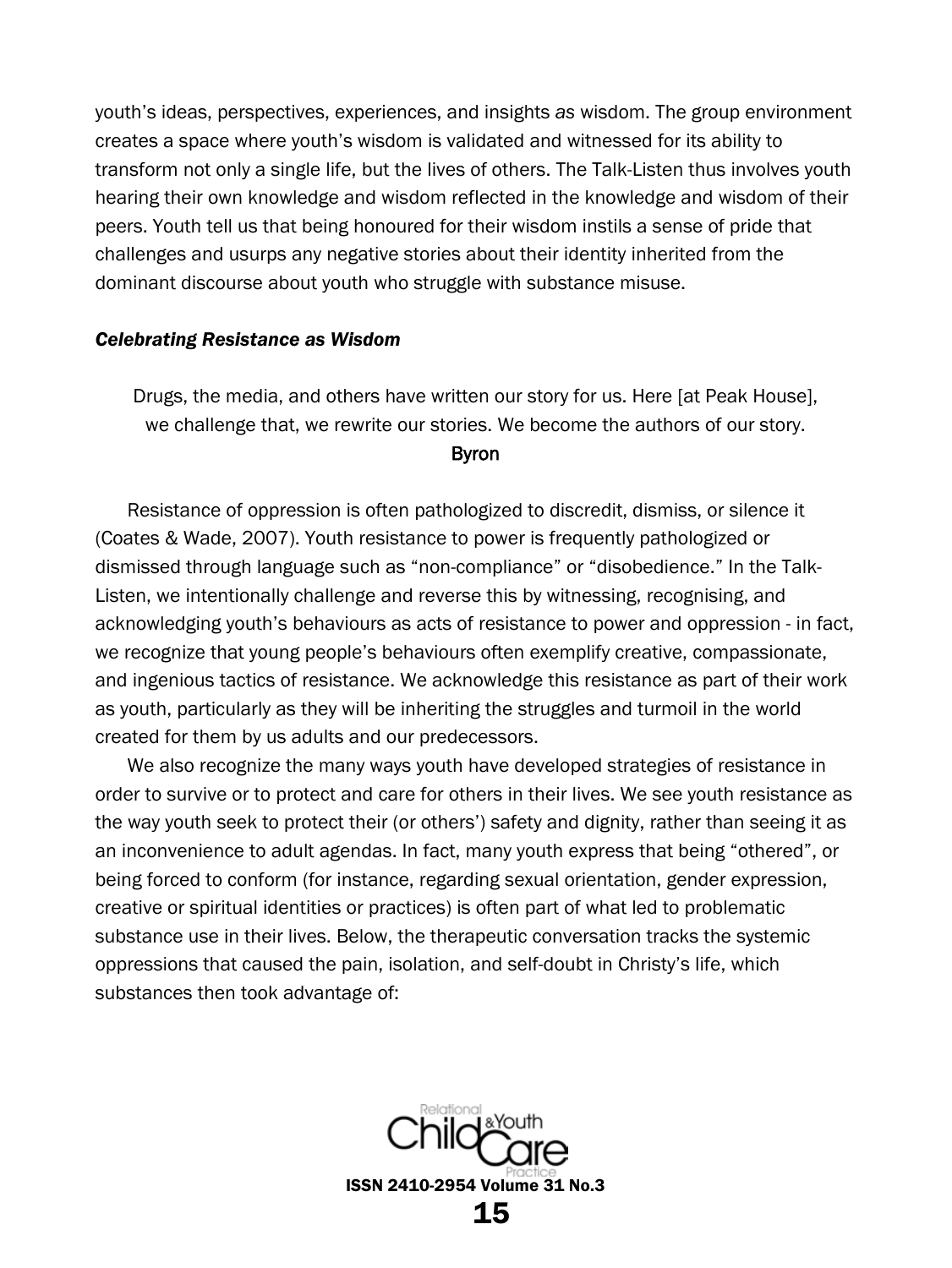youth's ideas, perspectives, experiences, and insights *as* wisdom. The group environment creates a space where youth's wisdom is validated and witnessed for its ability to transform not only a single life, but the lives of others. The Talk-Listen thus involves youth hearing their own knowledge and wisdom reflected in the knowledge and wisdom of their peers. Youth tell us that being honoured for their wisdom instils a sense of pride that challenges and usurps any negative stories about their identity inherited from the dominant discourse about youth who struggle with substance misuse.

### *Celebrating Resistance as Wisdom*

> Drugs, the media, and others have written our story for us. Here [at Peak House], we challenge that, we rewrite our stories. We become the authors of our story.
>
> Byron

Resistance of oppression is often pathologized to discredit, dismiss, or silence it (Coates & Wade, 2007). Youth resistance to power is frequently pathologized or dismissed through language such as "non-compliance" or "disobedience." In the Talk-Listen, we intentionally challenge and reverse this by witnessing, recognising, and acknowledging youth's behaviours as acts of resistance to power and oppression - in fact, we recognize that young people's behaviours often exemplify creative, compassionate, and ingenious tactics of resistance. We acknowledge this resistance as part of their work as youth, particularly as they will be inheriting the struggles and turmoil in the world created for them by us adults and our predecessors.

We also recognize the many ways youth have developed strategies of resistance in order to survive or to protect and care for others in their lives. We see youth resistance as the way youth seek to protect their (or others') safety and dignity, rather than seeing it as an inconvenience to adult agendas. In fact, many youth express that being "othered", or being forced to conform (for instance, regarding sexual orientation, gender expression, creative or spiritual identities or practices) is often part of what led to problematic substance use in their lives. Below, the therapeutic conversation tracks the systemic oppressions that caused the pain, isolation, and self-doubt in Christy's life, which substances then took advantage of: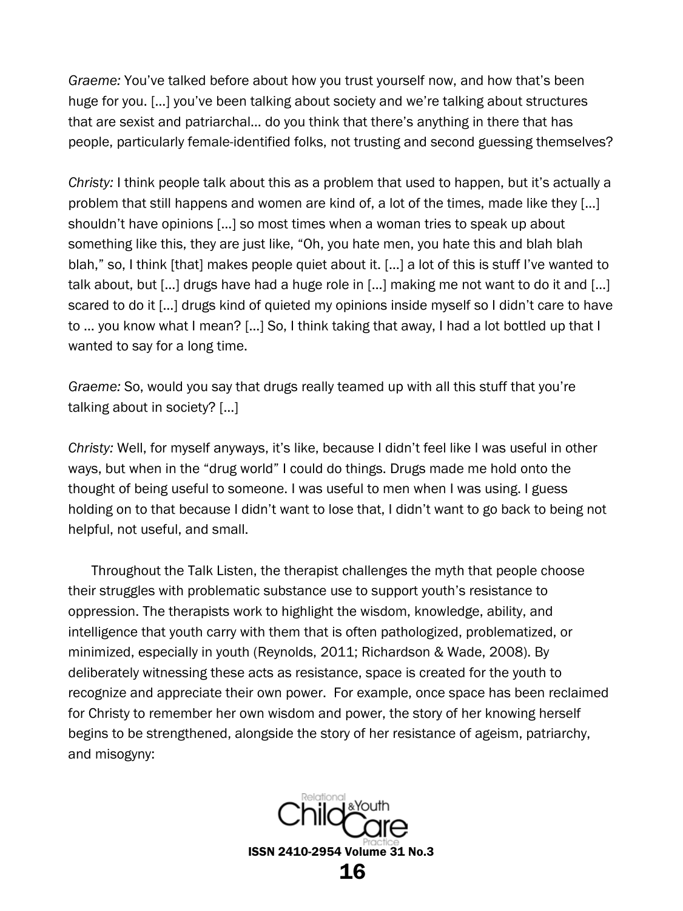*Graeme:* You've talked before about how you trust yourself now, and how that's been huge for you. [...] you've been talking about society and we're talking about structures that are sexist and patriarchal... do you think that there's anything in there that has people, particularly female-identified folks, not trusting and second guessing themselves?

*Christy:* I think people talk about this as a problem that used to happen, but it's actually a problem that still happens and women are kind of, a lot of the times, made like they [...] shouldn't have opinions [...] so most times when a woman tries to speak up about something like this, they are just like, "Oh, you hate men, you hate this and blah blah blah," so, I think [that] makes people quiet about it. [...] a lot of this is stuff I've wanted to talk about, but [...] drugs have had a huge role in [...] making me not want to do it and [...] scared to do it [...] drugs kind of quieted my opinions inside myself so I didn't care to have to ... you know what I mean? [...] So, I think taking that away, I had a lot bottled up that I wanted to say for a long time.

*Graeme:* So, would you say that drugs really teamed up with all this stuff that you're talking about in society? [...]

*Christy:* Well, for myself anyways, it's like, because I didn't feel like I was useful in other ways, but when in the "drug world" I could do things. Drugs made me hold onto the thought of being useful to someone. I was useful to men when I was using. I guess holding on to that because I didn't want to lose that, I didn't want to go back to being not helpful, not useful, and small.

Throughout the Talk Listen, the therapist challenges the myth that people choose their struggles with problematic substance use to support youth's resistance to oppression. The therapists work to highlight the wisdom, knowledge, ability, and intelligence that youth carry with them that is often pathologized, problematized, or minimized, especially in youth (Reynolds, 2011; Richardson & Wade, 2008). By deliberately witnessing these acts as resistance, space is created for the youth to recognize and appreciate their own power. For example, once space has been reclaimed for Christy to remember her own wisdom and power, the story of her knowing herself begins to be strengthened, alongside the story of her resistance of ageism, patriarchy, and misogyny: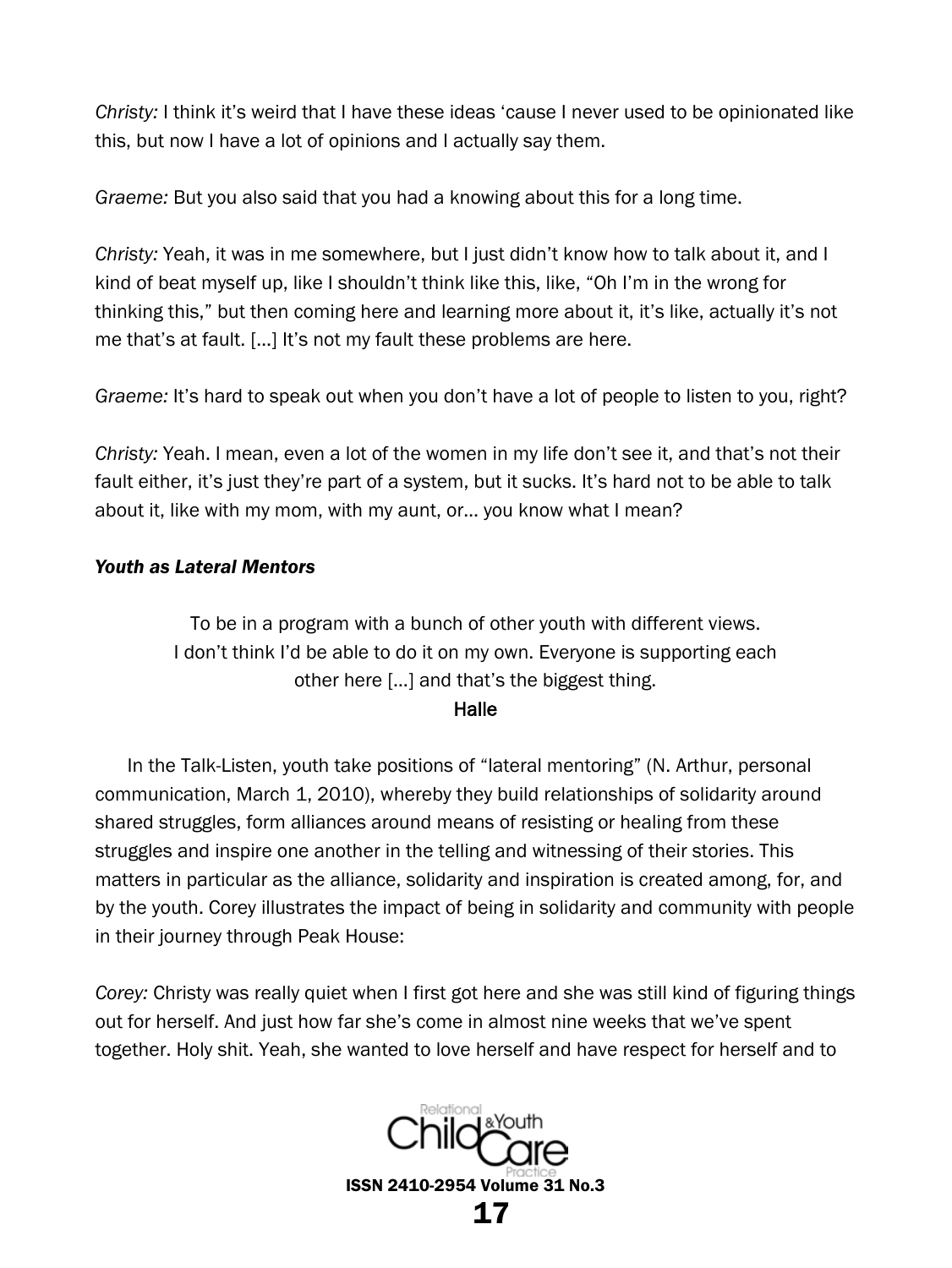*Christy:* I think it's weird that I have these ideas 'cause I never used to be opinionated like this, but now I have a lot of opinions and I actually say them.

*Graeme:* But you also said that you had a knowing about this for a long time.

*Christy:* Yeah, it was in me somewhere, but I just didn't know how to talk about it, and I kind of beat myself up, like I shouldn't think like this, like, "Oh I'm in the wrong for thinking this," but then coming here and learning more about it, it's like, actually it's not me that's at fault. [...] It's not my fault these problems are here.

*Graeme:* It's hard to speak out when you don't have a lot of people to listen to you, right?

*Christy:* Yeah. I mean, even a lot of the women in my life don't see it, and that's not their fault either, it's just they're part of a system, but it sucks. It's hard not to be able to talk about it, like with my mom, with my aunt, or... you know what I mean?

***Youth as Lateral Mentors***

> To be in a program with a bunch of other youth with different views. I don't think I'd be able to do it on my own. Everyone is supporting each other here [...] and that's the biggest thing.
>
> Halle

In the Talk-Listen, youth take positions of "lateral mentoring" (N. Arthur, personal communication, March 1, 2010), whereby they build relationships of solidarity around shared struggles, form alliances around means of resisting or healing from these struggles and inspire one another in the telling and witnessing of their stories. This matters in particular as the alliance, solidarity and inspiration is created among, for, and by the youth. Corey illustrates the impact of being in solidarity and community with people in their journey through Peak House:

*Corey:* Christy was really quiet when I first got here and she was still kind of figuring things out for herself. And just how far she's come in almost nine weeks that we've spent together. Holy shit. Yeah, she wanted to love herself and have respect for herself and to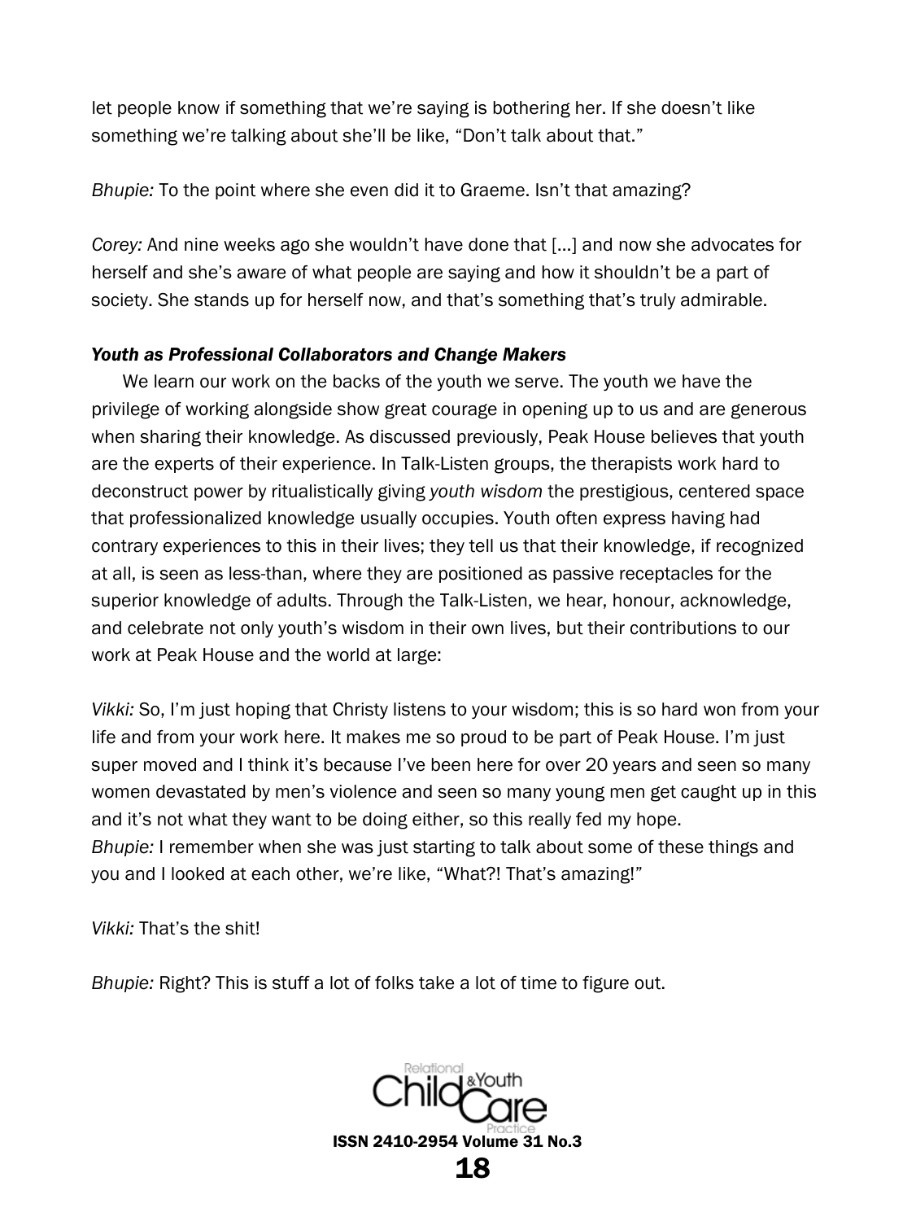let people know if something that we're saying is bothering her. If she doesn't like something we're talking about she'll be like, "Don't talk about that."

*Bhupie:* To the point where she even did it to Graeme. Isn't that amazing?

*Corey:* And nine weeks ago she wouldn't have done that […] and now she advocates for herself and she's aware of what people are saying and how it shouldn't be a part of society. She stands up for herself now, and that's something that's truly admirable.

### *Youth as Professional Collaborators and Change Makers*

We learn our work on the backs of the youth we serve. The youth we have the privilege of working alongside show great courage in opening up to us and are generous when sharing their knowledge. As discussed previously, Peak House believes that youth are the experts of their experience. In Talk-Listen groups, the therapists work hard to deconstruct power by ritualistically giving *youth wisdom* the prestigious, centered space that professionalized knowledge usually occupies. Youth often express having had contrary experiences to this in their lives; they tell us that their knowledge, if recognized at all, is seen as less-than, where they are positioned as passive receptacles for the superior knowledge of adults. Through the Talk-Listen, we hear, honour, acknowledge, and celebrate not only youth's wisdom in their own lives, but their contributions to our work at Peak House and the world at large:

*Vikki:* So, I'm just hoping that Christy listens to your wisdom; this is so hard won from your life and from your work here. It makes me so proud to be part of Peak House. I'm just super moved and I think it's because I've been here for over 20 years and seen so many women devastated by men's violence and seen so many young men get caught up in this and it's not what they want to be doing either, so this really fed my hope.
*Bhupie:* I remember when she was just starting to talk about some of these things and you and I looked at each other, we're like, "What?! That's amazing!"

*Vikki:* That's the shit!

*Bhupie:* Right? This is stuff a lot of folks take a lot of time to figure out.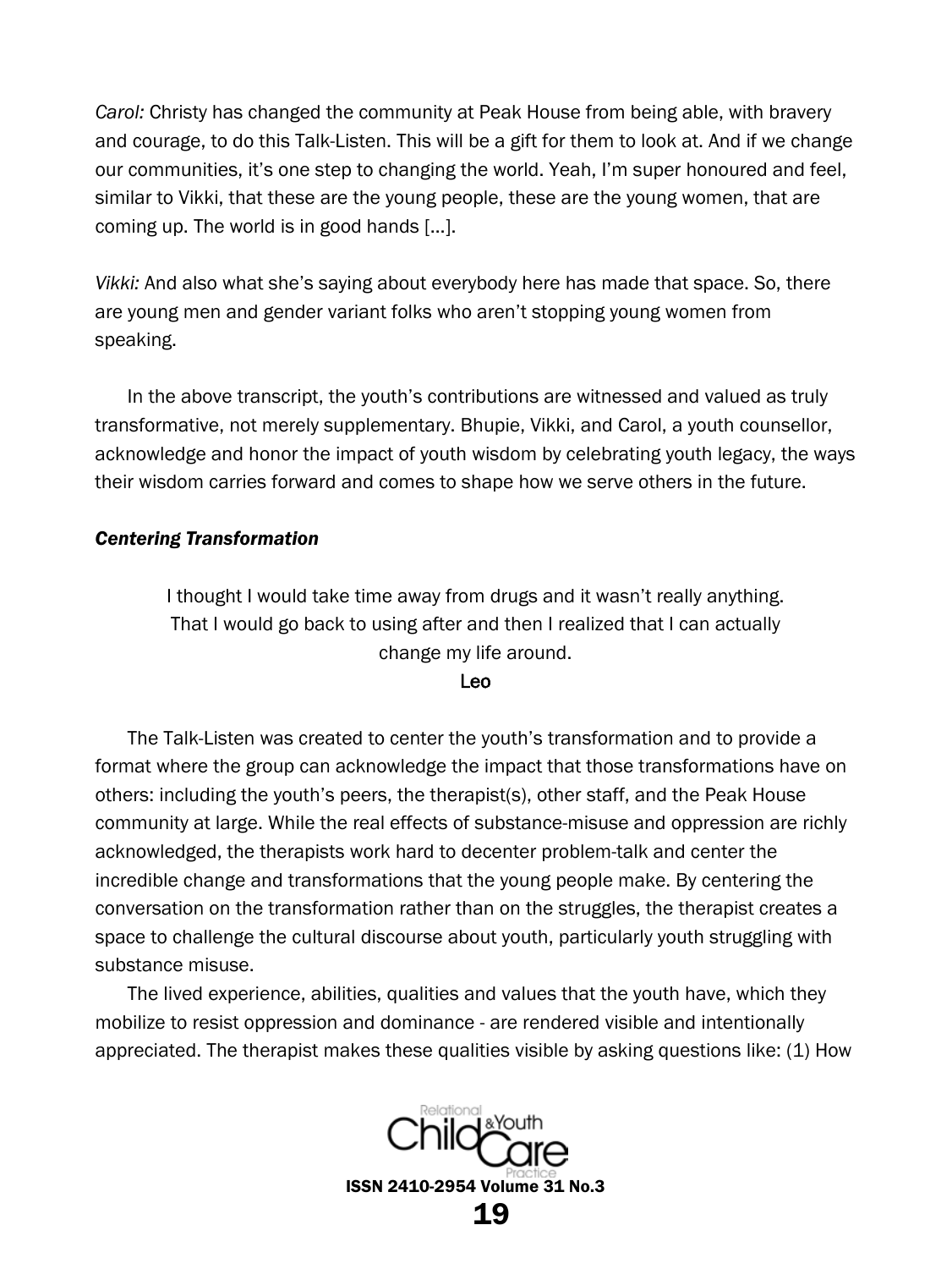*Carol:* Christy has changed the community at Peak House from being able, with bravery and courage, to do this Talk-Listen. This will be a gift for them to look at. And if we change our communities, it's one step to changing the world. Yeah, I'm super honoured and feel, similar to Vikki, that these are the young people, these are the young women, that are coming up. The world is in good hands [...].

*Vikki:* And also what she's saying about everybody here has made that space. So, there are young men and gender variant folks who aren't stopping young women from speaking.

In the above transcript, the youth's contributions are witnessed and valued as truly transformative, not merely supplementary. Bhupie, Vikki, and Carol, a youth counsellor, acknowledge and honor the impact of youth wisdom by celebrating youth legacy, the ways their wisdom carries forward and comes to shape how we serve others in the future.

### *Centering Transformation*

> I thought I would take time away from drugs and it wasn't really anything. That I would go back to using after and then I realized that I can actually change my life around.
>
> Leo

The Talk-Listen was created to center the youth's transformation and to provide a format where the group can acknowledge the impact that those transformations have on others: including the youth's peers, the therapist(s), other staff, and the Peak House community at large. While the real effects of substance-misuse and oppression are richly acknowledged, the therapists work hard to decenter problem-talk and center the incredible change and transformations that the young people make. By centering the conversation on the transformation rather than on the struggles, the therapist creates a space to challenge the cultural discourse about youth, particularly youth struggling with substance misuse.

The lived experience, abilities, qualities and values that the youth have, which they mobilize to resist oppression and dominance - are rendered visible and intentionally appreciated. The therapist makes these qualities visible by asking questions like: (1) How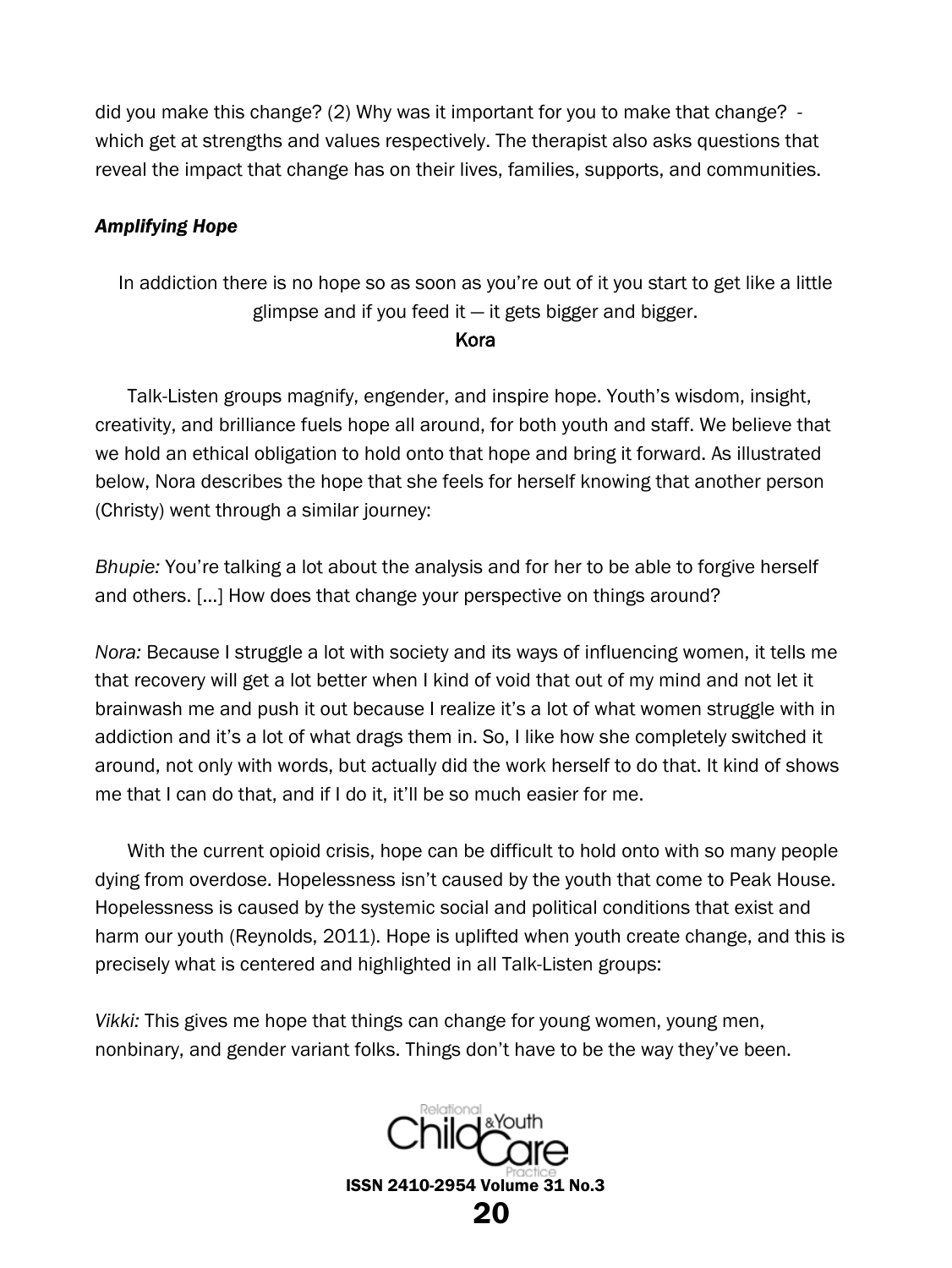did you make this change? (2) Why was it important for you to make that change? - which get at strengths and values respectively. The therapist also asks questions that reveal the impact that change has on their lives, families, supports, and communities.

### *Amplifying Hope*

> In addiction there is no hope so as soon as you're out of it you start to get like a little glimpse and if you feed it — it gets bigger and bigger.
>
> Kora

Talk-Listen groups magnify, engender, and inspire hope. Youth's wisdom, insight, creativity, and brilliance fuels hope all around, for both youth and staff. We believe that we hold an ethical obligation to hold onto that hope and bring it forward. As illustrated below, Nora describes the hope that she feels for herself knowing that another person (Christy) went through a similar journey:

*Bhupie:* You're talking a lot about the analysis and for her to be able to forgive herself and others. [...] How does that change your perspective on things around?

*Nora:* Because I struggle a lot with society and its ways of influencing women, it tells me that recovery will get a lot better when I kind of void that out of my mind and not let it brainwash me and push it out because I realize it's a lot of what women struggle with in addiction and it's a lot of what drags them in. So, I like how she completely switched it around, not only with words, but actually did the work herself to do that. It kind of shows me that I can do that, and if I do it, it'll be so much easier for me.

With the current opioid crisis, hope can be difficult to hold onto with so many people dying from overdose. Hopelessness isn't caused by the youth that come to Peak House. Hopelessness is caused by the systemic social and political conditions that exist and harm our youth (Reynolds, 2011). Hope is uplifted when youth create change, and this is precisely what is centered and highlighted in all Talk-Listen groups:

*Vikki:* This gives me hope that things can change for young women, young men, nonbinary, and gender variant folks. Things don't have to be the way they've been.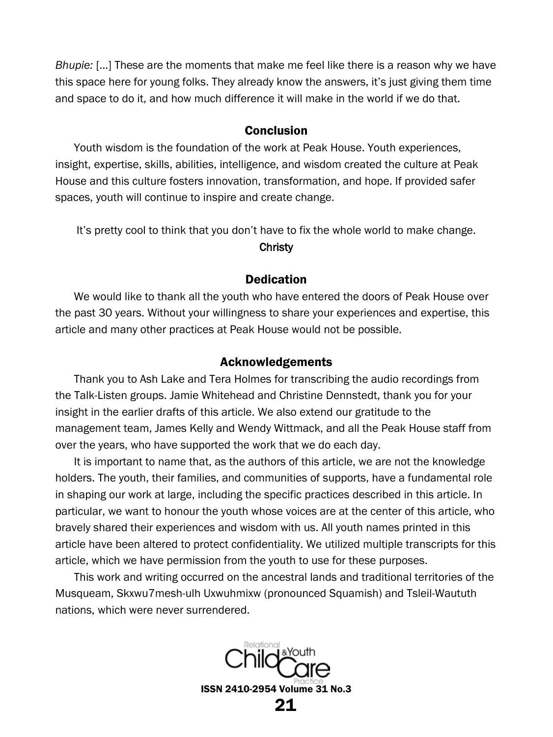*Bhupie:* [...] These are the moments that make me feel like there is a reason why we have this space here for young folks. They already know the answers, it's just giving them time and space to do it, and how much difference it will make in the world if we do that.

## Conclusion

Youth wisdom is the foundation of the work at Peak House. Youth experiences, insight, expertise, skills, abilities, intelligence, and wisdom created the culture at Peak House and this culture fosters innovation, transformation, and hope. If provided safer spaces, youth will continue to inspire and create change.

> It's pretty cool to think that you don't have to fix the whole world to make change.
>
> Christy

## Dedication

We would like to thank all the youth who have entered the doors of Peak House over the past 30 years. Without your willingness to share your experiences and expertise, this article and many other practices at Peak House would not be possible.

## Acknowledgements

Thank you to Ash Lake and Tera Holmes for transcribing the audio recordings from the Talk-Listen groups. Jamie Whitehead and Christine Dennstedt, thank you for your insight in the earlier drafts of this article. We also extend our gratitude to the management team, James Kelly and Wendy Wittmack, and all the Peak House staff from over the years, who have supported the work that we do each day.

It is important to name that, as the authors of this article, we are not the knowledge holders. The youth, their families, and communities of supports, have a fundamental role in shaping our work at large, including the specific practices described in this article. In particular, we want to honour the youth whose voices are at the center of this article, who bravely shared their experiences and wisdom with us. All youth names printed in this article have been altered to protect confidentiality. We utilized multiple transcripts for this article, which we have permission from the youth to use for these purposes.

This work and writing occurred on the ancestral lands and traditional territories of the Musqueam, Skxwu7mesh-ulh Uxwuhmixw (pronounced Squamish) and Tsleil-Waututh nations, which were never surrendered.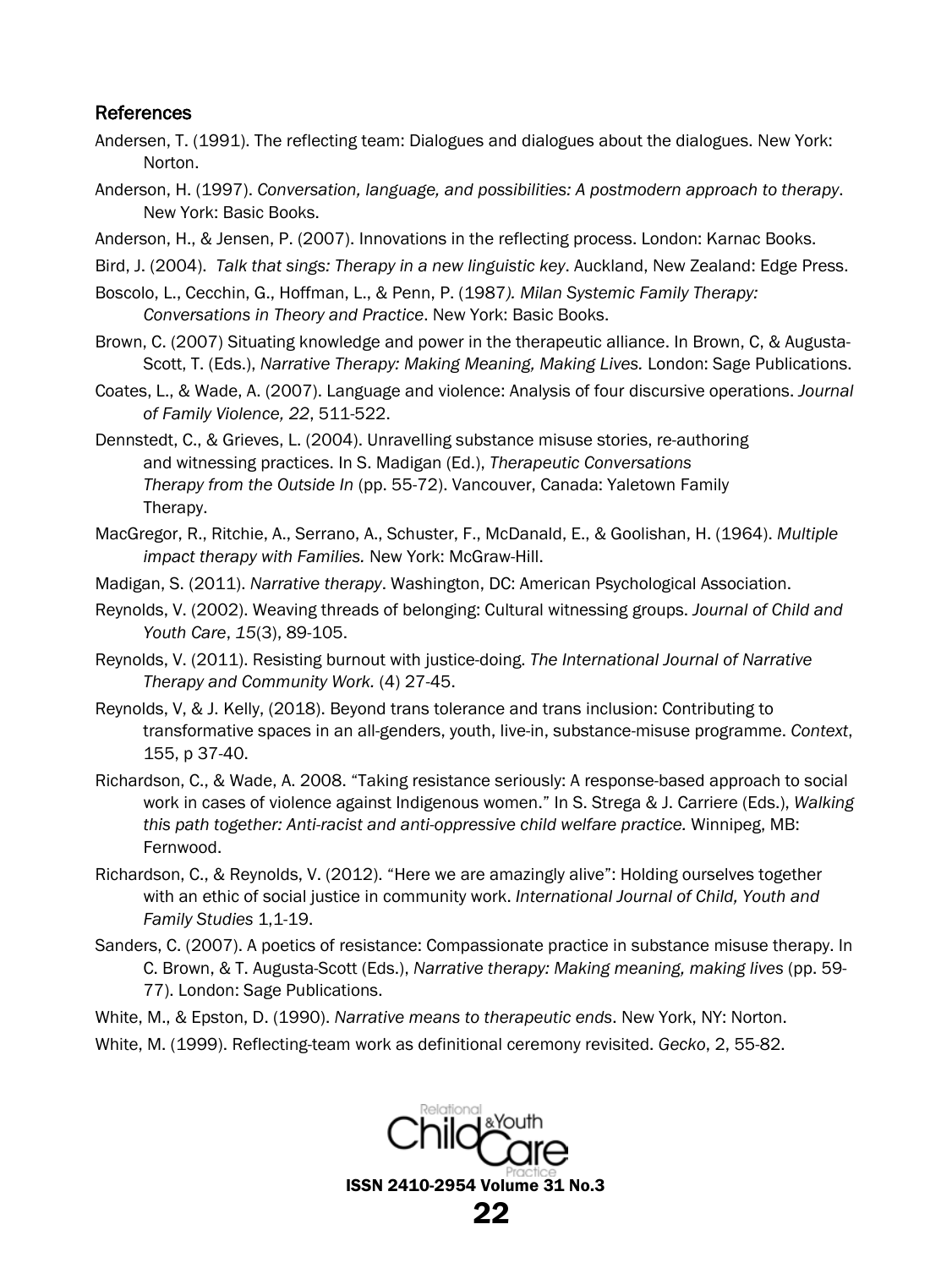### References

Andersen, T. (1991). The reflecting team: Dialogues and dialogues about the dialogues. New York: Norton.

Anderson, H. (1997). *Conversation, language, and possibilities: A postmodern approach to therapy*. New York: Basic Books.

Anderson, H., & Jensen, P. (2007). Innovations in the reflecting process. London: Karnac Books.

Bird, J. (2004). *Talk that sings: Therapy in a new linguistic key*. Auckland, New Zealand: Edge Press.

Boscolo, L., Cecchin, G., Hoffman, L., & Penn, P. (1987*). Milan Systemic Family Therapy: Conversations in Theory and Practice*. New York: Basic Books.

Brown, C. (2007) Situating knowledge and power in the therapeutic alliance. In Brown, C, & Augusta-Scott, T. (Eds.), *Narrative Therapy: Making Meaning, Making Lives.* London: Sage Publications.

Coates, L., & Wade, A. (2007). Language and violence: Analysis of four discursive operations. *Journal of Family Violence, 22*, 511-522.

Dennstedt, C., & Grieves, L. (2004). Unravelling substance misuse stories, re-authoring and witnessing practices. In S. Madigan (Ed.), *Therapeutic Conversations Therapy from the Outside In* (pp. 55-72). Vancouver, Canada: Yaletown Family Therapy.

MacGregor, R., Ritchie, A., Serrano, A., Schuster, F., McDanald, E., & Goolishan, H. (1964). *Multiple impact therapy with Families.* New York: McGraw-Hill.

Madigan, S. (2011). *Narrative therapy*. Washington, DC: American Psychological Association.

Reynolds, V. (2002). Weaving threads of belonging: Cultural witnessing groups. *Journal of Child and Youth Care*, *15*(3), 89-105.

Reynolds, V. (2011). Resisting burnout with justice-doing. *The International Journal of Narrative Therapy and Community Work.* (4) 27-45.

Reynolds, V, & J. Kelly, (2018). Beyond trans tolerance and trans inclusion: Contributing to transformative spaces in an all-genders, youth, live-in, substance-misuse programme. *Context*, 155, p 37-40.

Richardson, C., & Wade, A. 2008. "Taking resistance seriously: A response-based approach to social work in cases of violence against Indigenous women." In S. Strega & J. Carriere (Eds.), *Walking this path together: Anti-racist and anti-oppressive child welfare practice.* Winnipeg, MB: Fernwood.

Richardson, C., & Reynolds, V. (2012). "Here we are amazingly alive": Holding ourselves together with an ethic of social justice in community work. *International Journal of Child, Youth and Family Studies* 1,1-19.

Sanders, C. (2007). A poetics of resistance: Compassionate practice in substance misuse therapy. In C. Brown, & T. Augusta-Scott (Eds.), *Narrative therapy: Making meaning, making lives* (pp. 59-77). London: Sage Publications.

White, M., & Epston, D. (1990). *Narrative means to therapeutic ends*. New York, NY: Norton.

White, M. (1999). Reflecting-team work as definitional ceremony revisited. *Gecko*, 2, 55-82.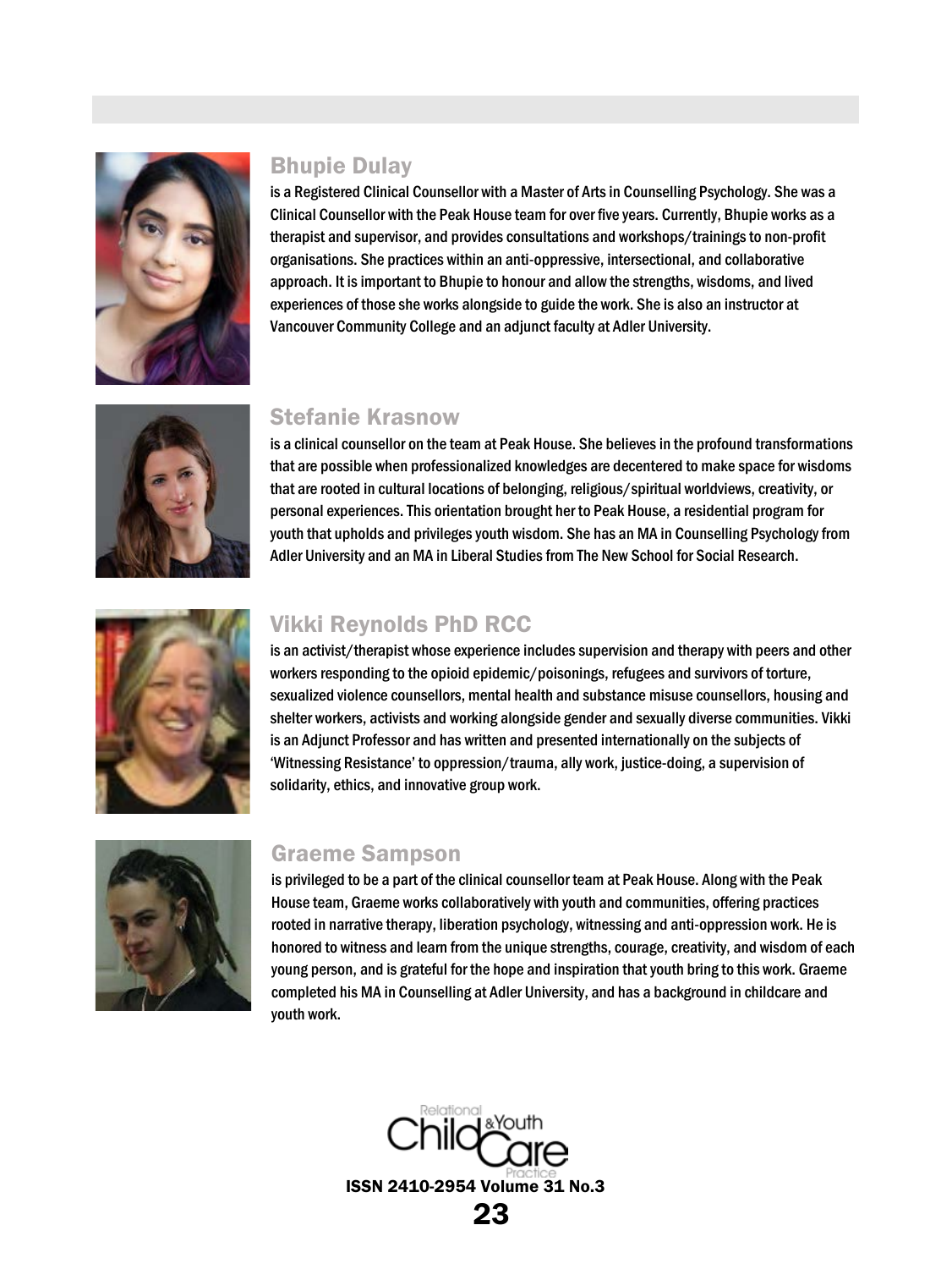### Bhupie Dulay

is a Registered Clinical Counsellor with a Master of Arts in Counselling Psychology. She was a Clinical Counsellor with the Peak House team for over five years. Currently, Bhupie works as a therapist and supervisor, and provides consultations and workshops/trainings to non-profit organisations. She practices within an anti-oppressive, intersectional, and collaborative approach. It is important to Bhupie to honour and allow the strengths, wisdoms, and lived experiences of those she works alongside to guide the work. She is also an instructor at Vancouver Community College and an adjunct faculty at Adler University.

### Stefanie Krasnow

is a clinical counsellor on the team at Peak House. She believes in the profound transformations that are possible when professionalized knowledges are decentered to make space for wisdoms that are rooted in cultural locations of belonging, religious/spiritual worldviews, creativity, or personal experiences. This orientation brought her to Peak House, a residential program for youth that upholds and privileges youth wisdom. She has an MA in Counselling Psychology from Adler University and an MA in Liberal Studies from The New School for Social Research.

### Vikki Reynolds PhD RCC

is an activist/therapist whose experience includes supervision and therapy with peers and other workers responding to the opioid epidemic/poisonings, refugees and survivors of torture, sexualized violence counsellors, mental health and substance misuse counsellors, housing and shelter workers, activists and working alongside gender and sexually diverse communities. Vikki is an Adjunct Professor and has written and presented internationally on the subjects of 'Witnessing Resistance' to oppression/trauma, ally work, justice-doing, a supervision of solidarity, ethics, and innovative group work.

### Graeme Sampson

is privileged to be a part of the clinical counsellor team at Peak House. Along with the Peak House team, Graeme works collaboratively with youth and communities, offering practices rooted in narrative therapy, liberation psychology, witnessing and anti-oppression work. He is honored to witness and learn from the unique strengths, courage, creativity, and wisdom of each young person, and is grateful for the hope and inspiration that youth bring to this work. Graeme completed his MA in Counselling at Adler University, and has a background in childcare and youth work.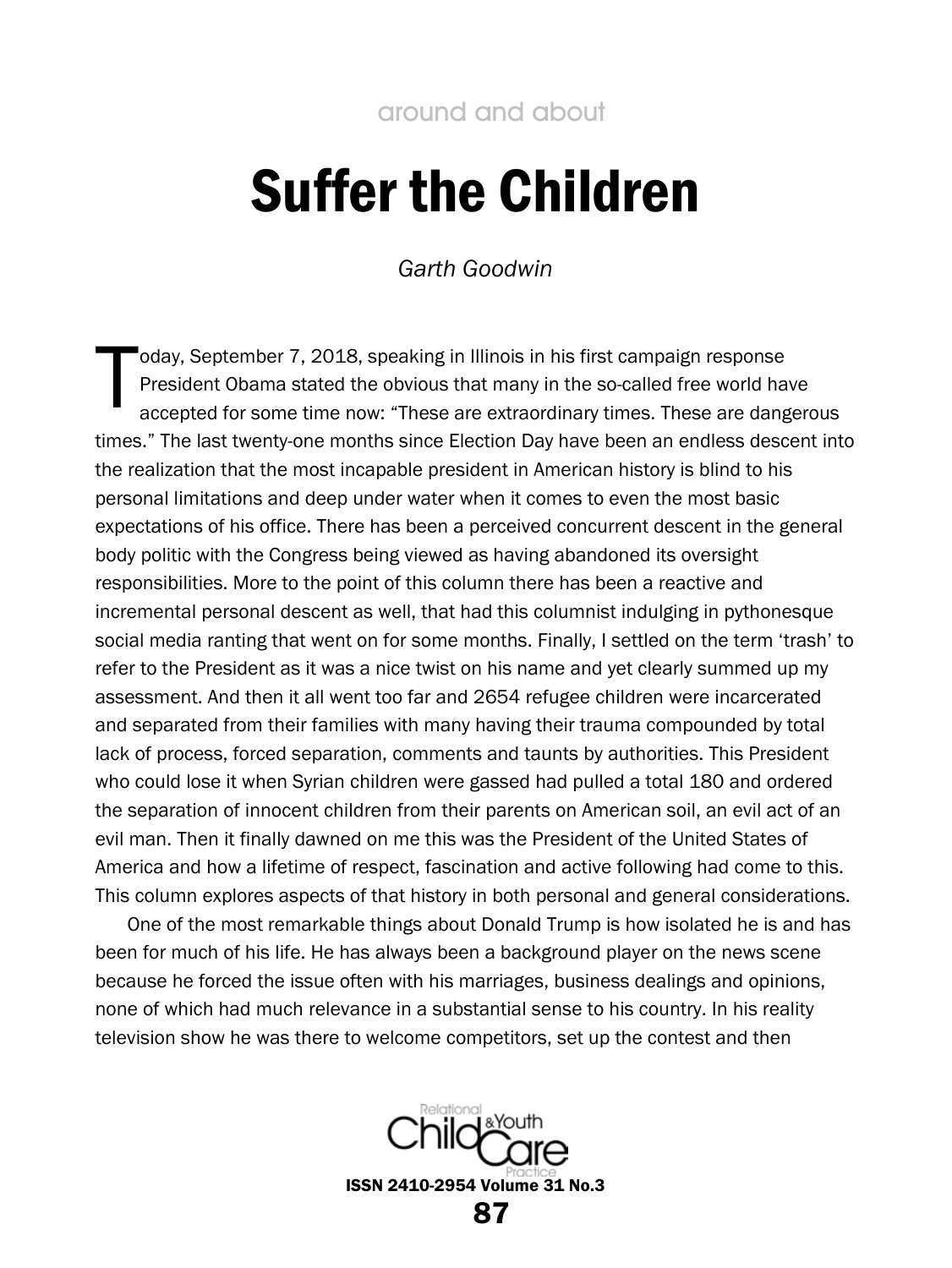around and about

# Suffer the Children

*Garth Goodwin*

Today, September 7, 2018, speaking in Illinois in his first campaign response President Obama stated the obvious that many in the so-called free world have accepted for some time now: "These are extraordinary times. These are dangerous times." The last twenty-one months since Election Day have been an endless descent into the realization that the most incapable president in American history is blind to his personal limitations and deep under water when it comes to even the most basic expectations of his office. There has been a perceived concurrent descent in the general body politic with the Congress being viewed as having abandoned its oversight responsibilities. More to the point of this column there has been a reactive and incremental personal descent as well, that had this columnist indulging in pythonesque social media ranting that went on for some months. Finally, I settled on the term 'trash' to refer to the President as it was a nice twist on his name and yet clearly summed up my assessment. And then it all went too far and 2654 refugee children were incarcerated and separated from their families with many having their trauma compounded by total lack of process, forced separation, comments and taunts by authorities. This President who could lose it when Syrian children were gassed had pulled a total 180 and ordered the separation of innocent children from their parents on American soil, an evil act of an evil man. Then it finally dawned on me this was the President of the United States of America and how a lifetime of respect, fascination and active following had come to this. This column explores aspects of that history in both personal and general considerations.

One of the most remarkable things about Donald Trump is how isolated he is and has been for much of his life. He has always been a background player on the news scene because he forced the issue often with his marriages, business dealings and opinions, none of which had much relevance in a substantial sense to his country. In his reality television show he was there to welcome competitors, set up the contest and then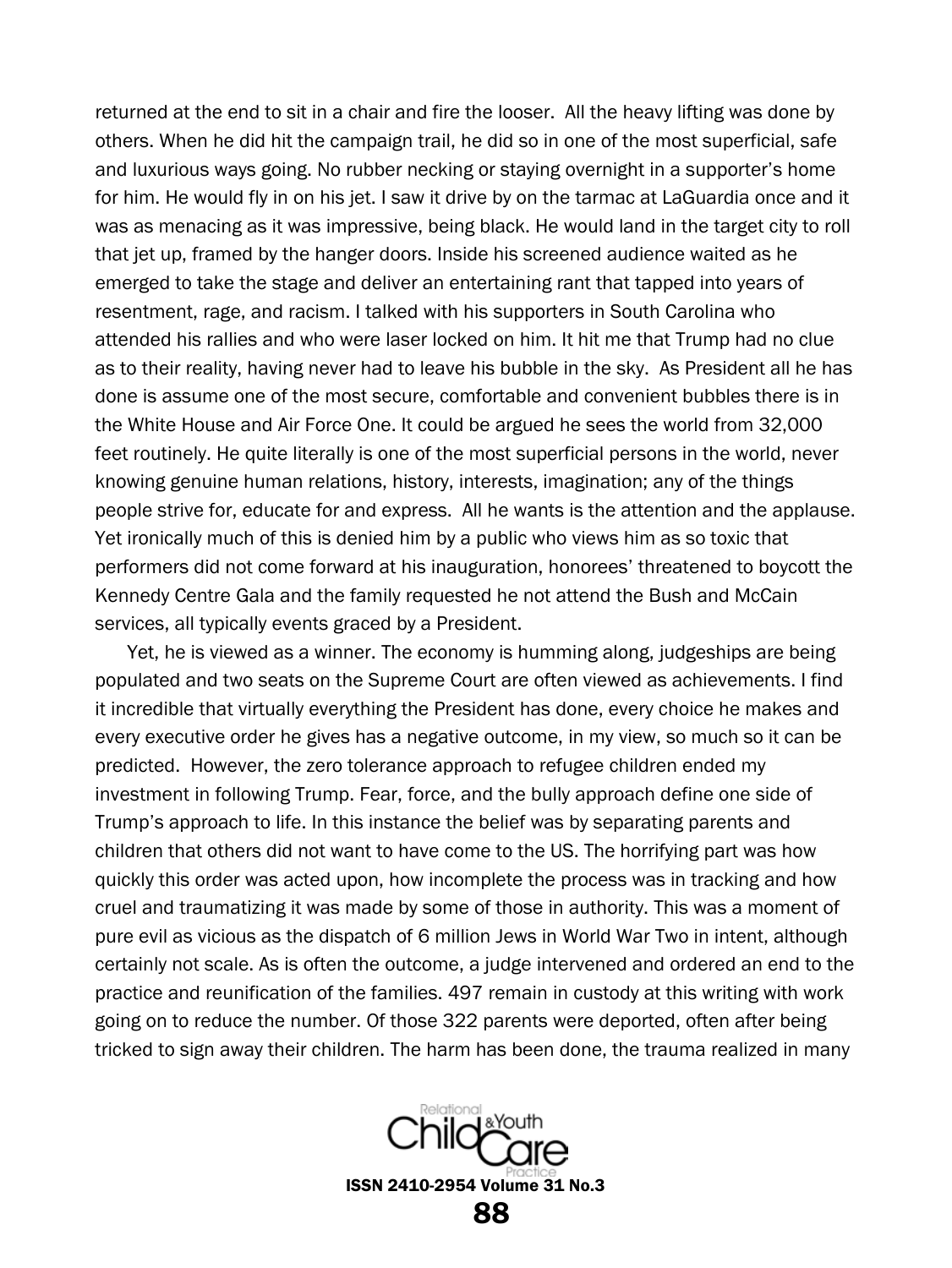returned at the end to sit in a chair and fire the looser. All the heavy lifting was done by others. When he did hit the campaign trail, he did so in one of the most superficial, safe and luxurious ways going. No rubber necking or staying overnight in a supporter's home for him. He would fly in on his jet. I saw it drive by on the tarmac at LaGuardia once and it was as menacing as it was impressive, being black. He would land in the target city to roll that jet up, framed by the hanger doors. Inside his screened audience waited as he emerged to take the stage and deliver an entertaining rant that tapped into years of resentment, rage, and racism. I talked with his supporters in South Carolina who attended his rallies and who were laser locked on him. It hit me that Trump had no clue as to their reality, having never had to leave his bubble in the sky. As President all he has done is assume one of the most secure, comfortable and convenient bubbles there is in the White House and Air Force One. It could be argued he sees the world from 32,000 feet routinely. He quite literally is one of the most superficial persons in the world, never knowing genuine human relations, history, interests, imagination; any of the things people strive for, educate for and express. All he wants is the attention and the applause. Yet ironically much of this is denied him by a public who views him as so toxic that performers did not come forward at his inauguration, honorees' threatened to boycott the Kennedy Centre Gala and the family requested he not attend the Bush and McCain services, all typically events graced by a President.

Yet, he is viewed as a winner. The economy is humming along, judgeships are being populated and two seats on the Supreme Court are often viewed as achievements. I find it incredible that virtually everything the President has done, every choice he makes and every executive order he gives has a negative outcome, in my view, so much so it can be predicted. However, the zero tolerance approach to refugee children ended my investment in following Trump. Fear, force, and the bully approach define one side of Trump's approach to life. In this instance the belief was by separating parents and children that others did not want to have come to the US. The horrifying part was how quickly this order was acted upon, how incomplete the process was in tracking and how cruel and traumatizing it was made by some of those in authority. This was a moment of pure evil as vicious as the dispatch of 6 million Jews in World War Two in intent, although certainly not scale. As is often the outcome, a judge intervened and ordered an end to the practice and reunification of the families. 497 remain in custody at this writing with work going on to reduce the number. Of those 322 parents were deported, often after being tricked to sign away their children. The harm has been done, the trauma realized in many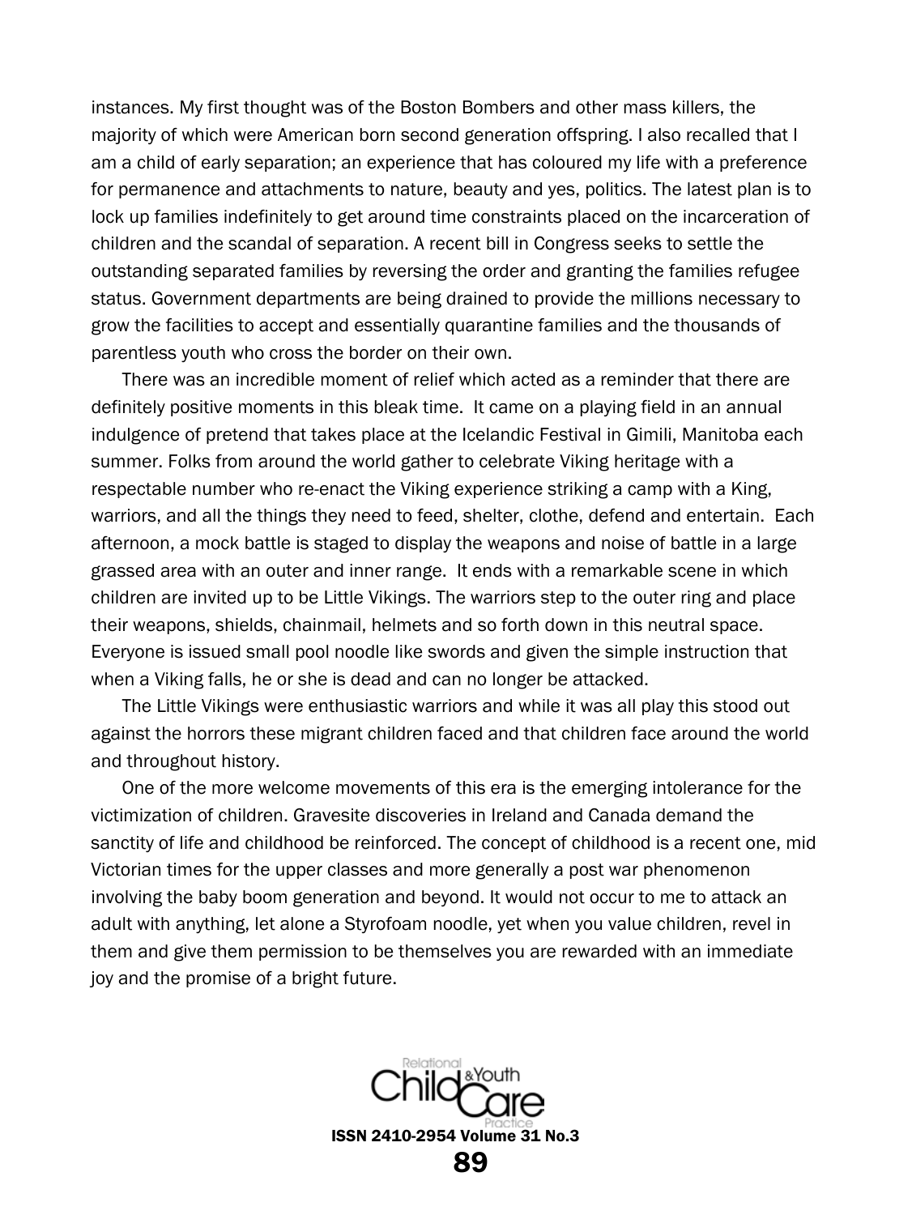instances. My first thought was of the Boston Bombers and other mass killers, the majority of which were American born second generation offspring. I also recalled that I am a child of early separation; an experience that has coloured my life with a preference for permanence and attachments to nature, beauty and yes, politics. The latest plan is to lock up families indefinitely to get around time constraints placed on the incarceration of children and the scandal of separation. A recent bill in Congress seeks to settle the outstanding separated families by reversing the order and granting the families refugee status. Government departments are being drained to provide the millions necessary to grow the facilities to accept and essentially quarantine families and the thousands of parentless youth who cross the border on their own.

There was an incredible moment of relief which acted as a reminder that there are definitely positive moments in this bleak time. It came on a playing field in an annual indulgence of pretend that takes place at the Icelandic Festival in Gimili, Manitoba each summer. Folks from around the world gather to celebrate Viking heritage with a respectable number who re-enact the Viking experience striking a camp with a King, warriors, and all the things they need to feed, shelter, clothe, defend and entertain. Each afternoon, a mock battle is staged to display the weapons and noise of battle in a large grassed area with an outer and inner range. It ends with a remarkable scene in which children are invited up to be Little Vikings. The warriors step to the outer ring and place their weapons, shields, chainmail, helmets and so forth down in this neutral space. Everyone is issued small pool noodle like swords and given the simple instruction that when a Viking falls, he or she is dead and can no longer be attacked.

The Little Vikings were enthusiastic warriors and while it was all play this stood out against the horrors these migrant children faced and that children face around the world and throughout history.

One of the more welcome movements of this era is the emerging intolerance for the victimization of children. Gravesite discoveries in Ireland and Canada demand the sanctity of life and childhood be reinforced. The concept of childhood is a recent one, mid Victorian times for the upper classes and more generally a post war phenomenon involving the baby boom generation and beyond. It would not occur to me to attack an adult with anything, let alone a Styrofoam noodle, yet when you value children, revel in them and give them permission to be themselves you are rewarded with an immediate joy and the promise of a bright future.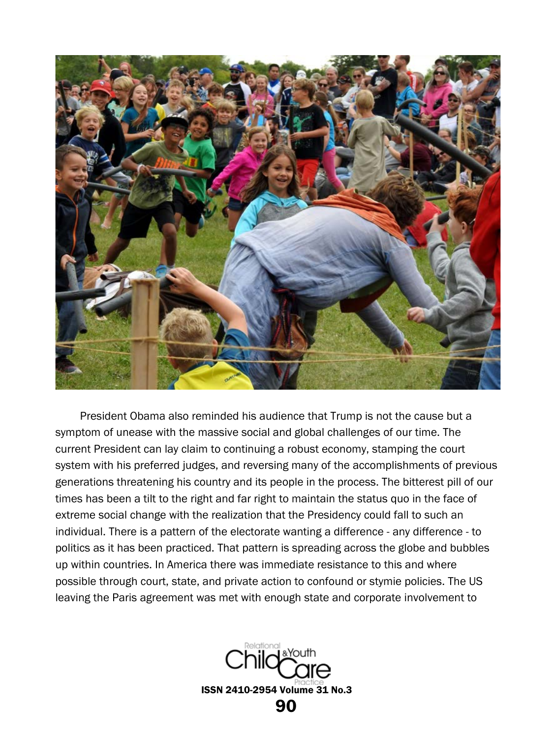President Obama also reminded his audience that Trump is not the cause but a symptom of unease with the massive social and global challenges of our time. The current President can lay claim to continuing a robust economy, stamping the court system with his preferred judges, and reversing many of the accomplishments of previous generations threatening his country and its people in the process. The bitterest pill of our times has been a tilt to the right and far right to maintain the status quo in the face of extreme social change with the realization that the Presidency could fall to such an individual. There is a pattern of the electorate wanting a difference - any difference - to politics as it has been practiced. That pattern is spreading across the globe and bubbles up within countries. In America there was immediate resistance to this and where possible through court, state, and private action to confound or stymie policies. The US leaving the Paris agreement was met with enough state and corporate involvement to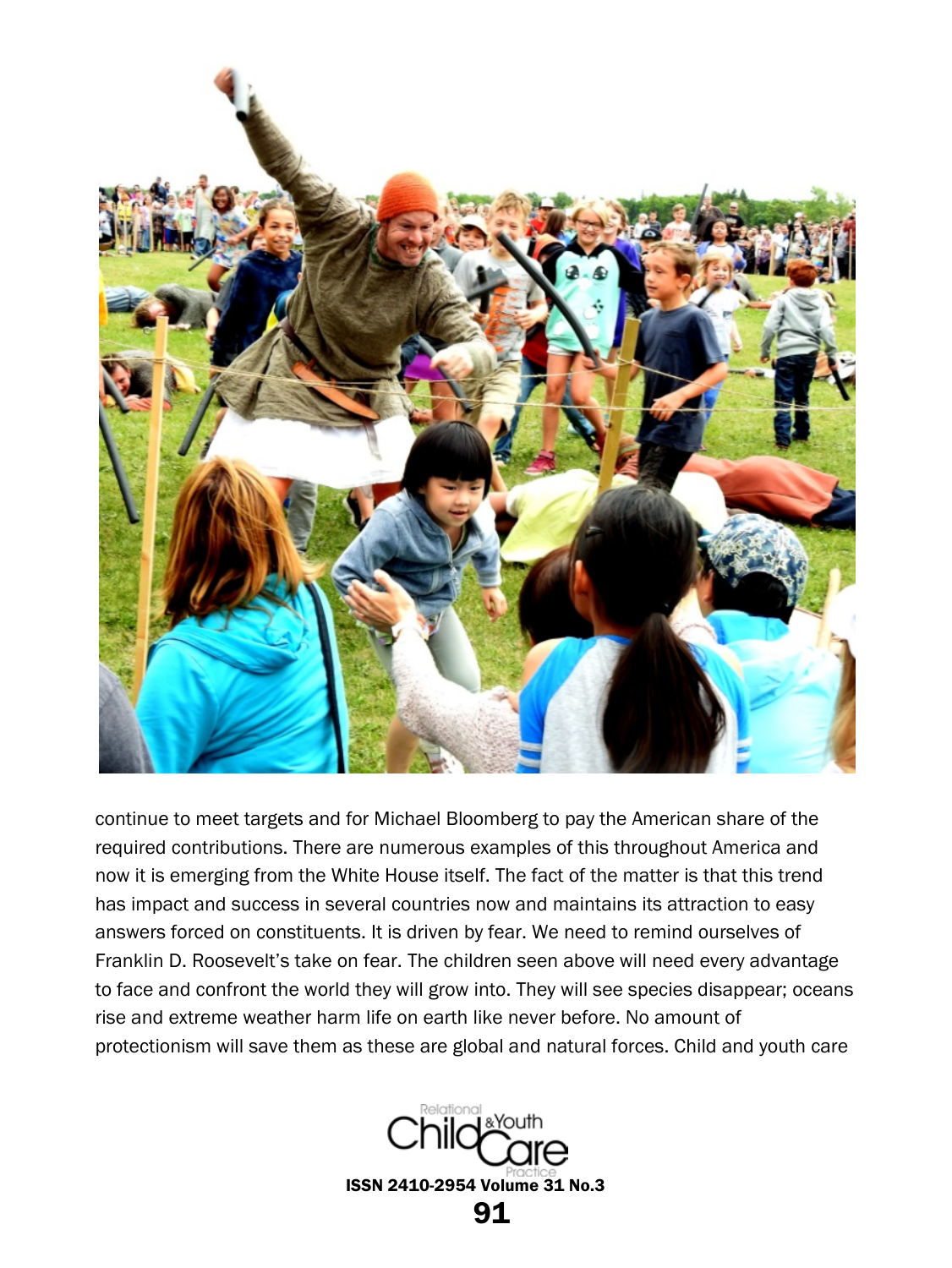continue to meet targets and for Michael Bloomberg to pay the American share of the required contributions. There are numerous examples of this throughout America and now it is emerging from the White House itself. The fact of the matter is that this trend has impact and success in several countries now and maintains its attraction to easy answers forced on constituents. It is driven by fear. We need to remind ourselves of Franklin D. Roosevelt's take on fear. The children seen above will need every advantage to face and confront the world they will grow into. They will see species disappear; oceans rise and extreme weather harm life on earth like never before. No amount of protectionism will save them as these are global and natural forces. Child and youth care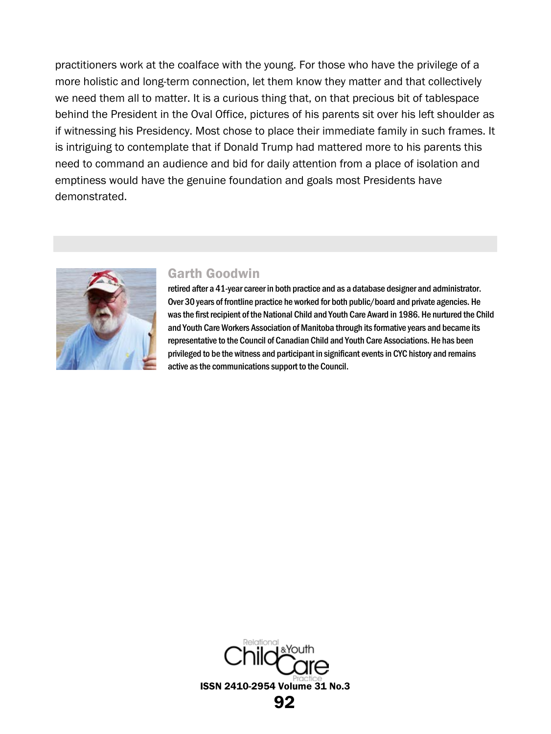practitioners work at the coalface with the young. For those who have the privilege of a more holistic and long-term connection, let them know they matter and that collectively we need them all to matter. It is a curious thing that, on that precious bit of tablespace behind the President in the Oval Office, pictures of his parents sit over his left shoulder as if witnessing his Presidency. Most chose to place their immediate family in such frames. It is intriguing to contemplate that if Donald Trump had mattered more to his parents this need to command an audience and bid for daily attention from a place of isolation and emptiness would have the genuine foundation and goals most Presidents have demonstrated.

### Garth Goodwin

retired after a 41-year career in both practice and as a database designer and administrator. Over 30 years of frontline practice he worked for both public/board and private agencies. He was the first recipient of the National Child and Youth Care Award in 1986. He nurtured the Child and Youth Care Workers Association of Manitoba through its formative years and became its representative to the Council of Canadian Child and Youth Care Associations. He has been privileged to be the witness and participant in significant events in CYC history and remains active as the communications support to the Council.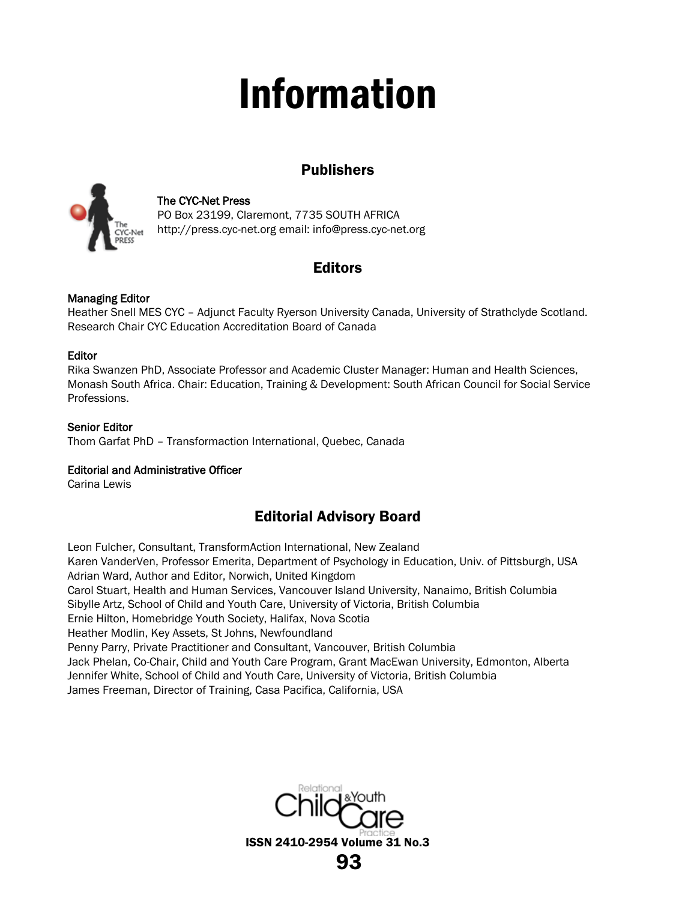# Information

## Publishers

**The CYC-Net Press**
PO Box 23199, Claremont, 7735 SOUTH AFRICA
http://press.cyc-net.org email: info@press.cyc-net.org

## Editors

**Managing Editor**
Heather Snell MES CYC – Adjunct Faculty Ryerson University Canada, University of Strathclyde Scotland. Research Chair CYC Education Accreditation Board of Canada

**Editor**
Rika Swanzen PhD, Associate Professor and Academic Cluster Manager: Human and Health Sciences, Monash South Africa. Chair: Education, Training & Development: South African Council for Social Service Professions.

**Senior Editor**
Thom Garfat PhD – Transformaction International, Quebec, Canada

**Editorial and Administrative Officer**
Carina Lewis

## Editorial Advisory Board

Leon Fulcher, Consultant, TransformAction International, New Zealand
Karen VanderVen, Professor Emerita, Department of Psychology in Education, Univ. of Pittsburgh, USA
Adrian Ward, Author and Editor, Norwich, United Kingdom
Carol Stuart, Health and Human Services, Vancouver Island University, Nanaimo, British Columbia
Sibylle Artz, School of Child and Youth Care, University of Victoria, British Columbia
Ernie Hilton, Homebridge Youth Society, Halifax, Nova Scotia
Heather Modlin, Key Assets, St Johns, Newfoundland
Penny Parry, Private Practitioner and Consultant, Vancouver, British Columbia
Jack Phelan, Co-Chair, Child and Youth Care Program, Grant MacEwan University, Edmonton, Alberta
Jennifer White, School of Child and Youth Care, University of Victoria, British Columbia
James Freeman, Director of Training, Casa Pacifica, California, USA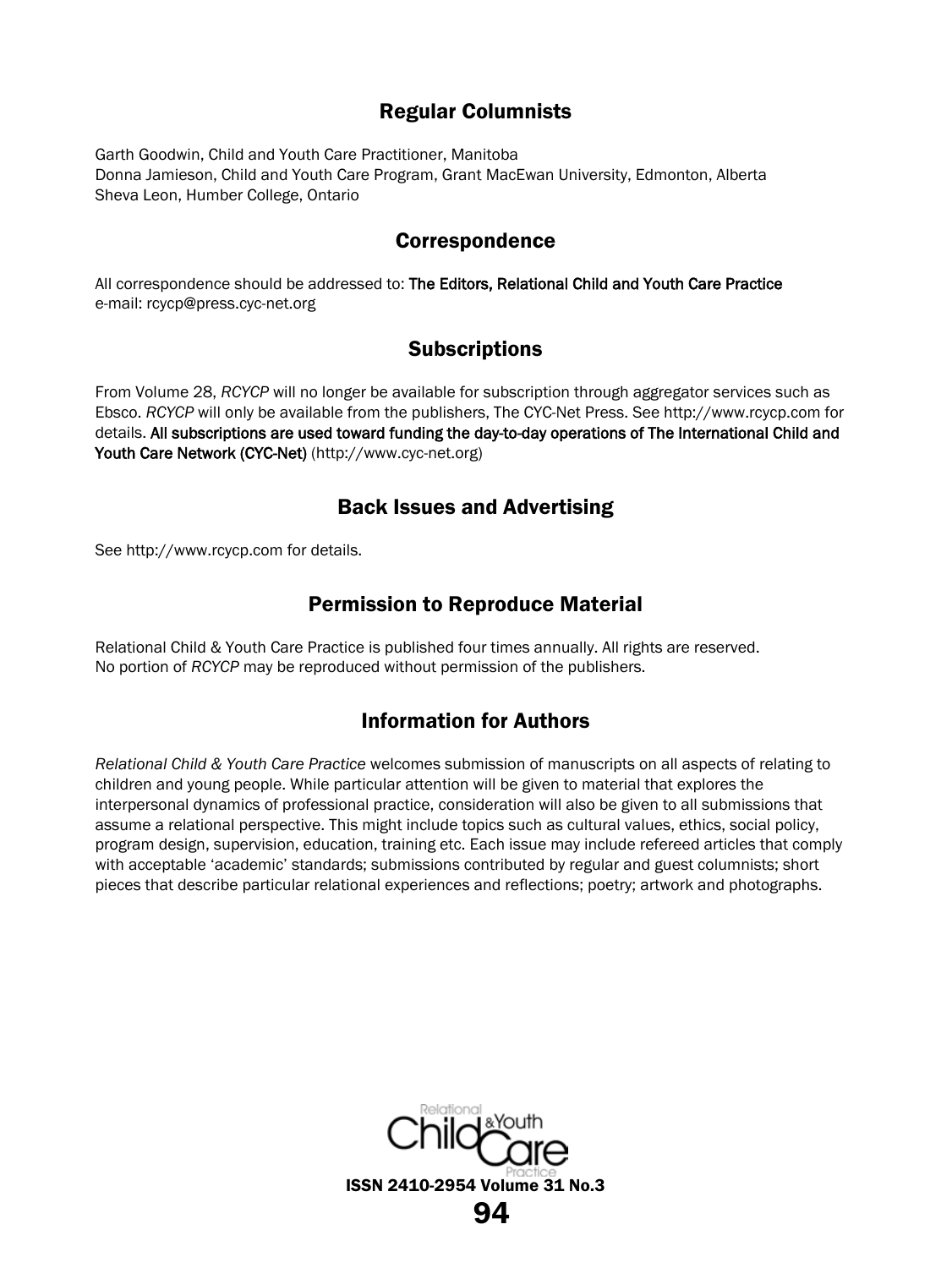## Regular Columnists

Garth Goodwin, Child and Youth Care Practitioner, Manitoba
Donna Jamieson, Child and Youth Care Program, Grant MacEwan University, Edmonton, Alberta
Sheva Leon, Humber College, Ontario

## Correspondence

All correspondence should be addressed to: **The Editors, Relational Child and Youth Care Practice**
e-mail: rcycp@press.cyc-net.org

## Subscriptions

From Volume 28, *RCYCP* will no longer be available for subscription through aggregator services such as Ebsco. *RCYCP* will only be available from the publishers, The CYC-Net Press. See http://www.rcycp.com for details. **All subscriptions are used toward funding the day-to-day operations of The International Child and Youth Care Network (CYC-Net)** (http://www.cyc-net.org)

## Back Issues and Advertising

See http://www.rcycp.com for details.

## Permission to Reproduce Material

Relational Child & Youth Care Practice is published four times annually. All rights are reserved.
No portion of *RCYCP* may be reproduced without permission of the publishers.

## Information for Authors

*Relational Child & Youth Care Practice* welcomes submission of manuscripts on all aspects of relating to children and young people. While particular attention will be given to material that explores the interpersonal dynamics of professional practice, consideration will also be given to all submissions that assume a relational perspective. This might include topics such as cultural values, ethics, social policy, program design, supervision, education, training etc. Each issue may include refereed articles that comply with acceptable 'academic' standards; submissions contributed by regular and guest columnists; short pieces that describe particular relational experiences and reflections; poetry; artwork and photographs.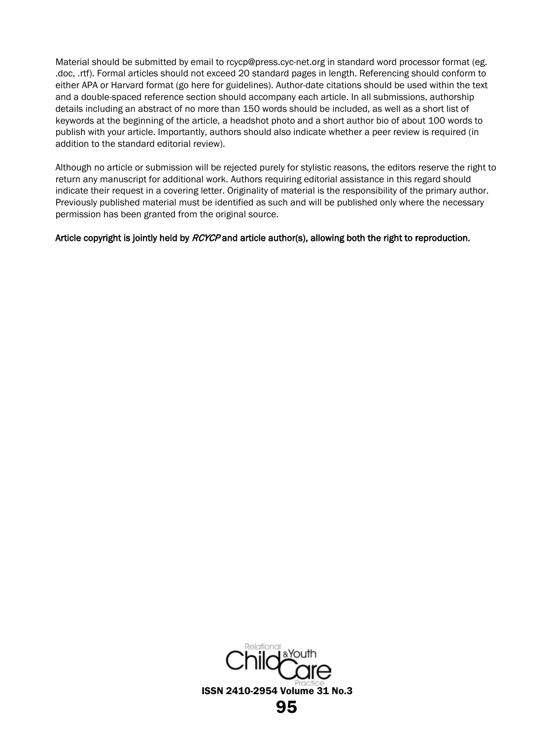Material should be submitted by email to rcycp@press.cyc-net.org in standard word processor format (eg. .doc, .rtf). Formal articles should not exceed 20 standard pages in length. Referencing should conform to either APA or Harvard format (go here for guidelines). Author-date citations should be used within the text and a double-spaced reference section should accompany each article. In all submissions, authorship details including an abstract of no more than 150 words should be included, as well as a short list of keywords at the beginning of the article, a headshot photo and a short author bio of about 100 words to publish with your article. Importantly, authors should also indicate whether a peer review is required (in addition to the standard editorial review).

Although no article or submission will be rejected purely for stylistic reasons, the editors reserve the right to return any manuscript for additional work. Authors requiring editorial assistance in this regard should indicate their request in a covering letter. Originality of material is the responsibility of the primary author. Previously published material must be identified as such and will be published only where the necessary permission has been granted from the original source.

Article copyright is jointly held by *RCYCP* and article author(s), allowing both the right to reproduction.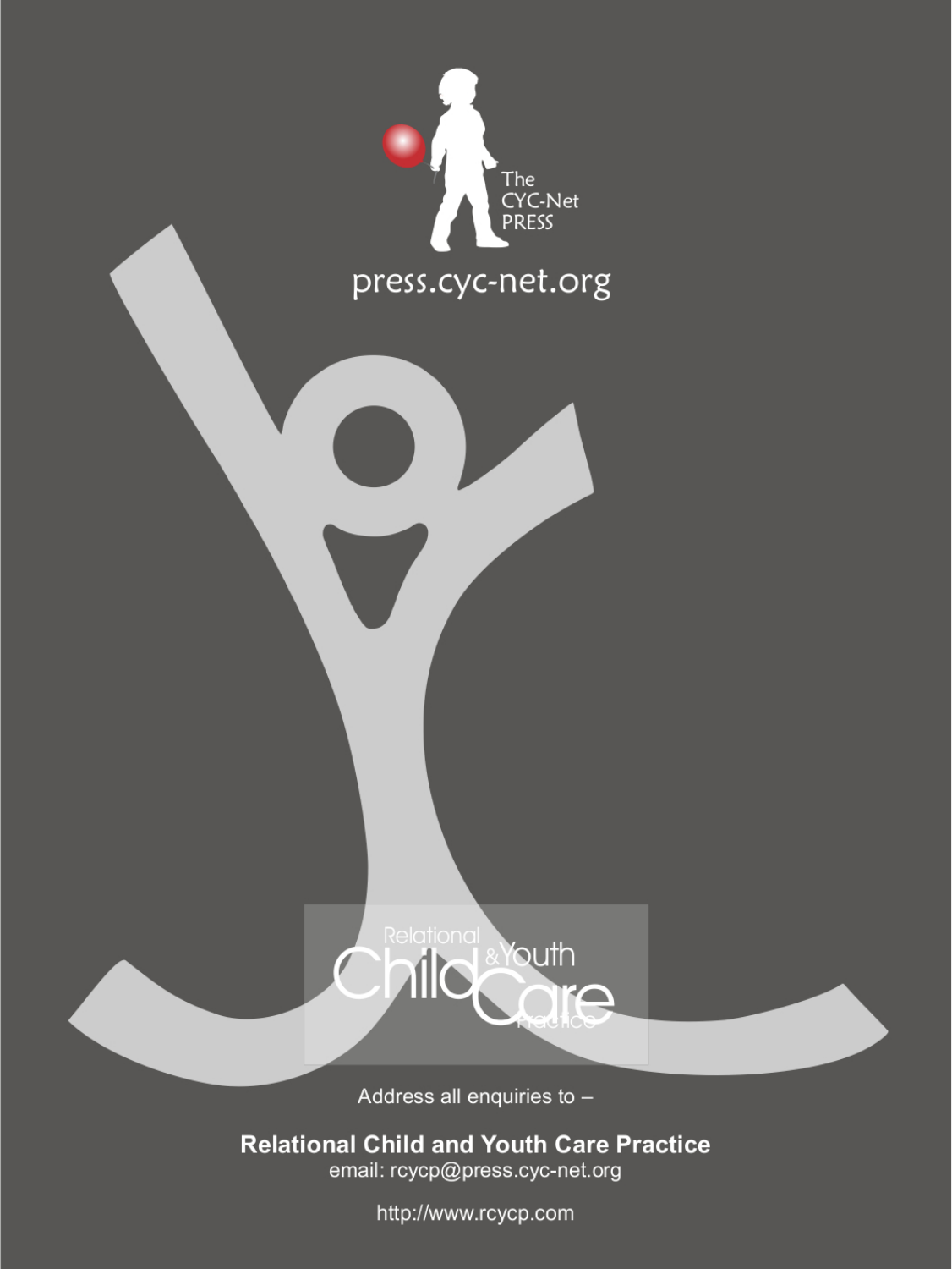The CYC-Net PRESS

press.cyc-net.org

Relational Child & Youth Care Practice

Address all enquiries to –

**Relational Child and Youth Care Practice**
email: rcycp@press.cyc-net.org

http://www.rcycp.com